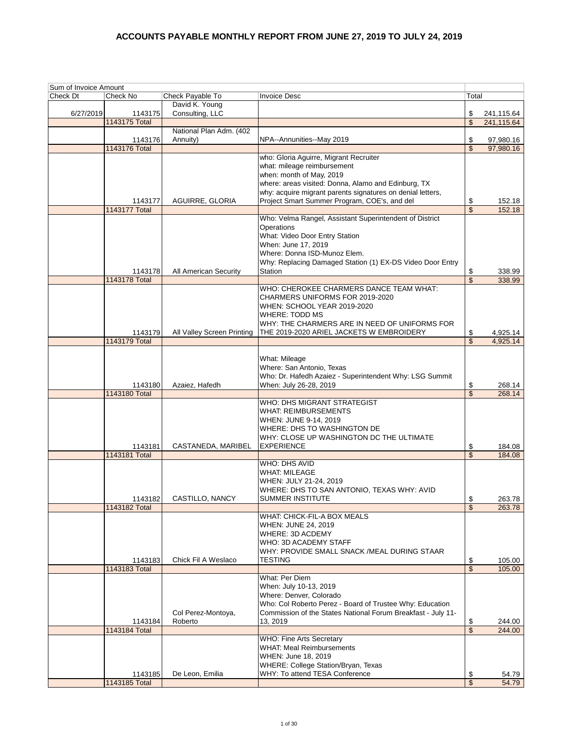# ACCOUNTS PAYABLE MONTHLY REPORT FROM JUNE 27, 2019 TO JULY 24, 2019

| Sum of Invoice Amount | | | | |
|---|---|---|---|---|
| Check Dt | Check No | Check Payable To | Invoice Desc | Total |
| 6/27/2019 | 1143175 | David K. Young Consulting, LLC | | $ 241,115.64 |
| | 1143175 Total | | | $ 241,115.64 |
| | 1143176 | National Plan Adm. (402 Annuity) | NPA--Annunities--May 2019 | $ 97,980.16 |
| | 1143176 Total | | | $ 97,980.16 |
| | 1143177 | AGUIRRE, GLORIA | who: Gloria Aguirre, Migrant Recruiter<br>what: mileage reimbursement<br>when: month of May, 2019<br>where: areas visited: Donna, Alamo and Edinburg, TX<br>why: acquire migrant parents signatures on denial letters, Project Smart Summer Program, COE's, and del | $ 152.18 |
| | 1143177 Total | | | $ 152.18 |
| | 1143178 | All American Security | Who: Velma Rangel, Assistant Superintendent of District Operations<br>What: Video Door Entry Station<br>When: June 17, 2019<br>Where: Donna ISD-Munoz Elem.<br>Why: Replacing Damaged Station (1) EX-DS Video Door Entry Station | $ 338.99 |
| | 1143178 Total | | | $ 338.99 |
| | 1143179 | All Valley Screen Printing | WHO: CHEROKEE CHARMERS DANCE TEAM WHAT: CHARMERS UNIFORMS FOR 2019-2020<br>WHEN: SCHOOL YEAR 2019-2020<br>WHERE: TODD MS<br>WHY: THE CHARMERS ARE IN NEED OF UNIFORMS FOR THE 2019-2020 ARIEL JACKETS W EMBROIDERY | $ 4,925.14 |
| | 1143179 Total | | | $ 4,925.14 |
| | 1143180 | Azaiez, Hafedh | What: Mileage<br>Where: San Antonio, Texas<br>Who: Dr. Hafedh Azaiez - Superintendent Why: LSG Summit<br>When: July 26-28, 2019 | $ 268.14 |
| | 1143180 Total | | | $ 268.14 |
| | 1143181 | CASTANEDA, MARIBEL | WHO: DHS MIGRANT STRATEGIST<br>WHAT: REIMBURSEMENTS<br>WHEN: JUNE 9-14, 2019<br>WHERE: DHS TO WASHINGTON DE<br>WHY: CLOSE UP WASHINGTON DC THE ULTIMATE EXPERIENCE | $ 184.08 |
| | 1143181 Total | | | $ 184.08 |
| | 1143182 | CASTILLO, NANCY | WHO: DHS AVID<br>WHAT: MILEAGE<br>WHEN: JULY 21-24, 2019<br>WHERE: DHS TO SAN ANTONIO, TEXAS WHY: AVID SUMMER INSTITUTE | $ 263.78 |
| | 1143182 Total | | | $ 263.78 |
| | 1143183 | Chick Fil A Weslaco | WHAT: CHICK-FIL-A BOX MEALS<br>WHEN: JUNE 24, 2019<br>WHERE: 3D ACDEMY<br>WHO: 3D ACADEMY STAFF<br>WHY: PROVIDE SMALL SNACK /MEAL DURING STAAR TESTING | $ 105.00 |
| | 1143183 Total | | | $ 105.00 |
| | 1143184 | Col Perez-Montoya, Roberto | What: Per Diem<br>When: July 10-13, 2019<br>Where: Denver, Colorado<br>Who: Col Roberto Perez - Board of Trustee Why: Education Commission of the States National Forum Breakfast - July 11-13, 2019 | $ 244.00 |
| | 1143184 Total | | | $ 244.00 |
| | 1143185 | De Leon, Emilia | WHO: Fine Arts Secretary<br>WHAT: Meal Reimbursements<br>WHEN: June 18, 2019<br>WHERE: College Station/Bryan, Texas<br>WHY: To attend TESA Conference | $ 54.79 |
| | 1143185 Total | | | $ 54.79 |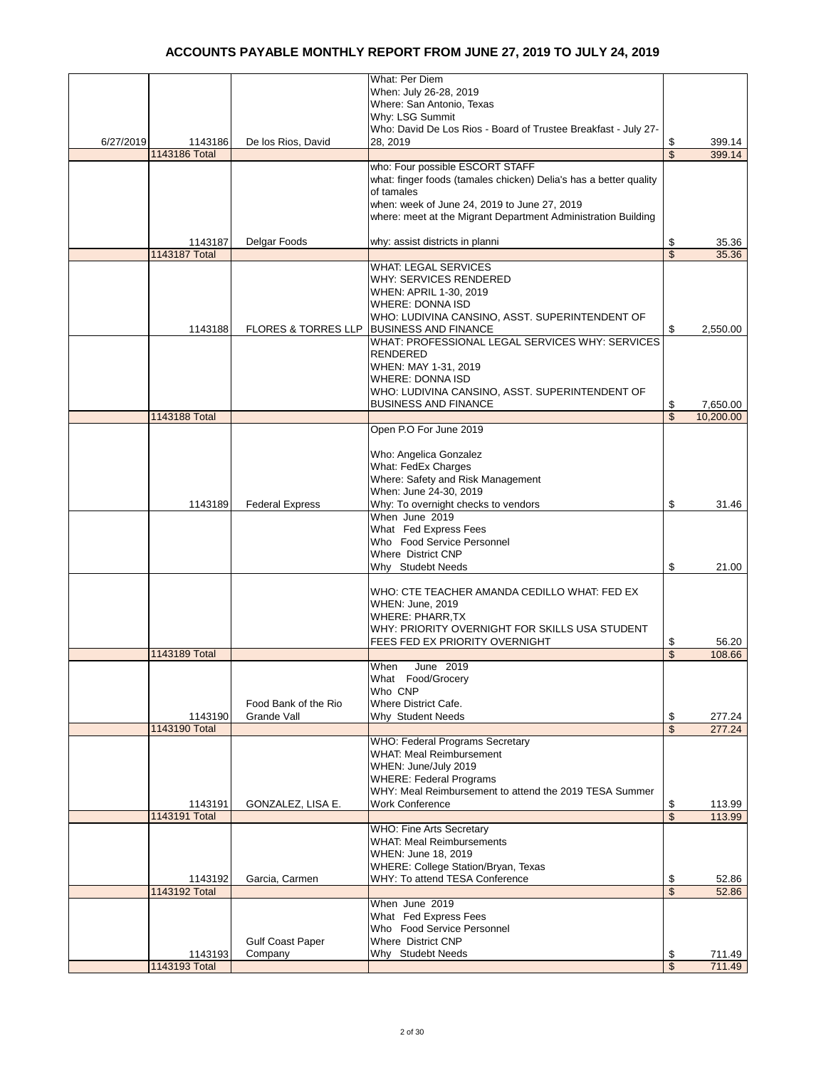# ACCOUNTS PAYABLE MONTHLY REPORT FROM JUNE 27, 2019 TO JULY 24, 2019

| | | | | |
|---|---|---|---|---|
| 6/27/2019 | 1143186 | De los Rios, David | What: Per Diem<br>When: July 26-28, 2019<br>Where: San Antonio, Texas<br>Why: LSG Summit<br>Who: David De Los Rios - Board of Trustee Breakfast - July 27-28, 2019 | $ 399.14 |
| | 1143186 Total | | | $ 399.14 |
| | 1143187 | Delgar Foods | who: Four possible ESCORT STAFF<br>what: finger foods (tamales chicken) Delia's has a better quality of tamales<br>when: week of June 24, 2019 to June 27, 2019<br>where: meet at the Migrant Department Administration Building<br>why: assist districts in planni | $ 35.36 |
| | 1143187 Total | | | $ 35.36 |
| | 1143188 | FLORES & TORRES LLP | WHAT: LEGAL SERVICES<br>WHY: SERVICES RENDERED<br>WHEN: APRIL 1-30, 2019<br>WHERE: DONNA ISD<br>WHO: LUDIVINA CANSINO, ASST. SUPERINTENDENT OF BUSINESS AND FINANCE | $ 2,550.00 |
| | | | WHAT: PROFESSIONAL LEGAL SERVICES WHY: SERVICES RENDERED<br>WHEN: MAY 1-31, 2019<br>WHERE: DONNA ISD<br>WHO: LUDIVINA CANSINO, ASST. SUPERINTENDENT OF BUSINESS AND FINANCE | $ 7,650.00 |
| | 1143188 Total | | | $ 10,200.00 |
| | 1143189 | Federal Express | Open P.O For June 2019<br><br>Who: Angelica Gonzalez<br>What: FedEx Charges<br>Where: Safety and Risk Management<br>When: June 24-30, 2019<br>Why: To overnight checks to vendors | $ 31.46 |
| | | | When June 2019<br>What Fed Express Fees<br>Who Food Service Personnel<br>Where District CNP<br>Why Studebt Needs | $ 21.00 |
| | | | WHO: CTE TEACHER AMANDA CEDILLO WHAT: FED EX<br>WHEN: June, 2019<br>WHERE: PHARR,TX<br>WHY: PRIORITY OVERNIGHT FOR SKILLS USA STUDENT FEES FED EX PRIORITY OVERNIGHT | $ 56.20 |
| | 1143189 Total | | | $ 108.66 |
| | 1143190 | Food Bank of the Rio Grande Vall | When June 2019<br>What Food/Grocery<br>Who CNP<br>Where District Cafe.<br>Why Student Needs | $ 277.24 |
| | 1143190 Total | | | $ 277.24 |
| | 1143191 | GONZALEZ, LISA E. | WHO: Federal Programs Secretary<br>WHAT: Meal Reimbursement<br>WHEN: June/July 2019<br>WHERE: Federal Programs<br>WHY: Meal Reimbursement to attend the 2019 TESA Summer Work Conference | $ 113.99 |
| | 1143191 Total | | | $ 113.99 |
| | 1143192 | Garcia, Carmen | WHO: Fine Arts Secretary<br>WHAT: Meal Reimbursements<br>WHEN: June 18, 2019<br>WHERE: College Station/Bryan, Texas<br>WHY: To attend TESA Conference | $ 52.86 |
| | 1143192 Total | | | $ 52.86 |
| | 1143193 | Gulf Coast Paper Company | When June 2019<br>What Fed Express Fees<br>Who Food Service Personnel<br>Where District CNP<br>Why Studebt Needs | $ 711.49 |
| | 1143193 Total | | | $ 711.49 |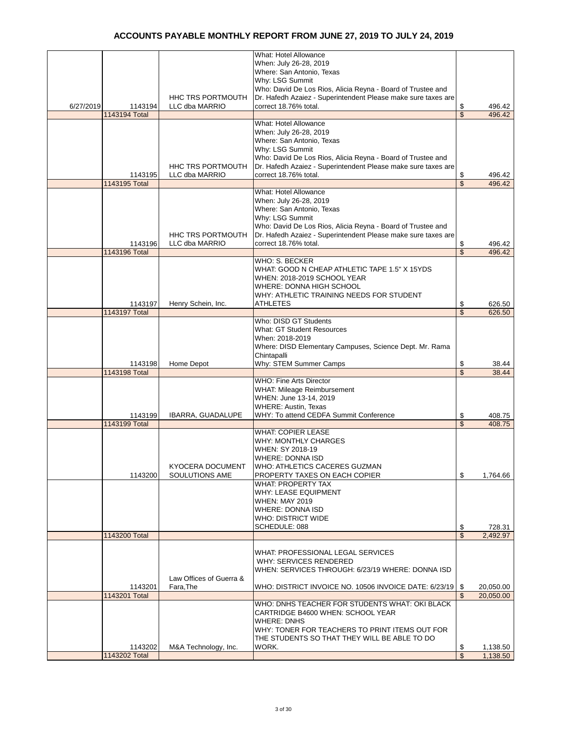# ACCOUNTS PAYABLE MONTHLY REPORT FROM JUNE 27, 2019 TO JULY 24, 2019

| Date | Check No. | Vendor | Description | Amount |
|---|---|---|---|---|
| 6/27/2019 | 1143194 | HHC TRS PORTMOUTH LLC dba MARRIO | What: Hotel Allowance<br>When: July 26-28, 2019<br>Where: San Antonio, Texas<br>Why: LSG Summit<br>Who: David De Los Rios, Alicia Reyna - Board of Trustee and Dr. Hafedh Azaiez - Superintendent Please make sure taxes are correct 18.76% total. | $ 496.42 |
| | 1143194 Total | | | $ 496.42 |
| | 1143195 | HHC TRS PORTMOUTH LLC dba MARRIO | What: Hotel Allowance<br>When: July 26-28, 2019<br>Where: San Antonio, Texas<br>Why: LSG Summit<br>Who: David De Los Rios, Alicia Reyna - Board of Trustee and Dr. Hafedh Azaiez - Superintendent Please make sure taxes are correct 18.76% total. | $ 496.42 |
| | 1143195 Total | | | $ 496.42 |
| | 1143196 | HHC TRS PORTMOUTH LLC dba MARRIO | What: Hotel Allowance<br>When: July 26-28, 2019<br>Where: San Antonio, Texas<br>Why: LSG Summit<br>Who: David De Los Rios, Alicia Reyna - Board of Trustee and Dr. Hafedh Azaiez - Superintendent Please make sure taxes are correct 18.76% total. | $ 496.42 |
| | 1143196 Total | | | $ 496.42 |
| | 1143197 | Henry Schein, Inc. | WHO: S. BECKER<br>WHAT: GOOD N CHEAP ATHLETIC TAPE 1.5" X 15YDS<br>WHEN: 2018-2019 SCHOOL YEAR<br>WHERE: DONNA HIGH SCHOOL<br>WHY: ATHLETIC TRAINING NEEDS FOR STUDENT ATHLETES | $ 626.50 |
| | 1143197 Total | | | $ 626.50 |
| | 1143198 | Home Depot | Who: DISD GT Students<br>What: GT Student Resources<br>When: 2018-2019<br>Where: DISD Elementary Campuses, Science Dept. Mr. Rama Chintapalli<br>Why: STEM Summer Camps | $ 38.44 |
| | 1143198 Total | | | $ 38.44 |
| | 1143199 | IBARRA, GUADALUPE | WHO: Fine Arts Director<br>WHAT: Mileage Reimbursement<br>WHEN: June 13-14, 2019<br>WHERE: Austin, Texas<br>WHY: To attend CEDFA Summit Conference | $ 408.75 |
| | 1143199 Total | | | $ 408.75 |
| | 1143200 | KYOCERA DOCUMENT SOULUTIONS AME | WHAT: COPIER LEASE<br>WHY: MONTHLY CHARGES<br>WHEN: SY 2018-19<br>WHERE: DONNA ISD<br>WHO: ATHLETICS CACERES GUZMAN<br>PROPERTY TAXES ON EACH COPIER | $ 1,764.66 |
| | | | WHAT: PROPERTY TAX<br>WHY: LEASE EQUIPMENT<br>WHEN: MAY 2019<br>WHERE: DONNA ISD<br>WHO: DISTRICT WIDE<br>SCHEDULE: 088 | $ 728.31 |
| | 1143200 Total | | | $ 2,492.97 |
| | 1143201 | Law Offices of Guerra & Fara,The | WHAT: PROFESSIONAL LEGAL SERVICES<br>WHY: SERVICES RENDERED<br>WHEN: SERVICES THROUGH: 6/23/19 WHERE: DONNA ISD<br>WHO: DISTRICT INVOICE NO. 10506 INVOICE DATE: 6/23/19 | $ 20,050.00 |
| | 1143201 Total | | | $ 20,050.00 |
| | 1143202 | M&A Technology, Inc. | WHO: DNHS TEACHER FOR STUDENTS WHAT: OKI BLACK CARTRIDGE B4600 WHEN: SCHOOL YEAR<br>WHERE: DNHS<br>WHY: TONER FOR TEACHERS TO PRINT ITEMS OUT FOR THE STUDENTS SO THAT THEY WILL BE ABLE TO DO WORK. | $ 1,138.50 |
| | 1143202 Total | | | $ 1,138.50 |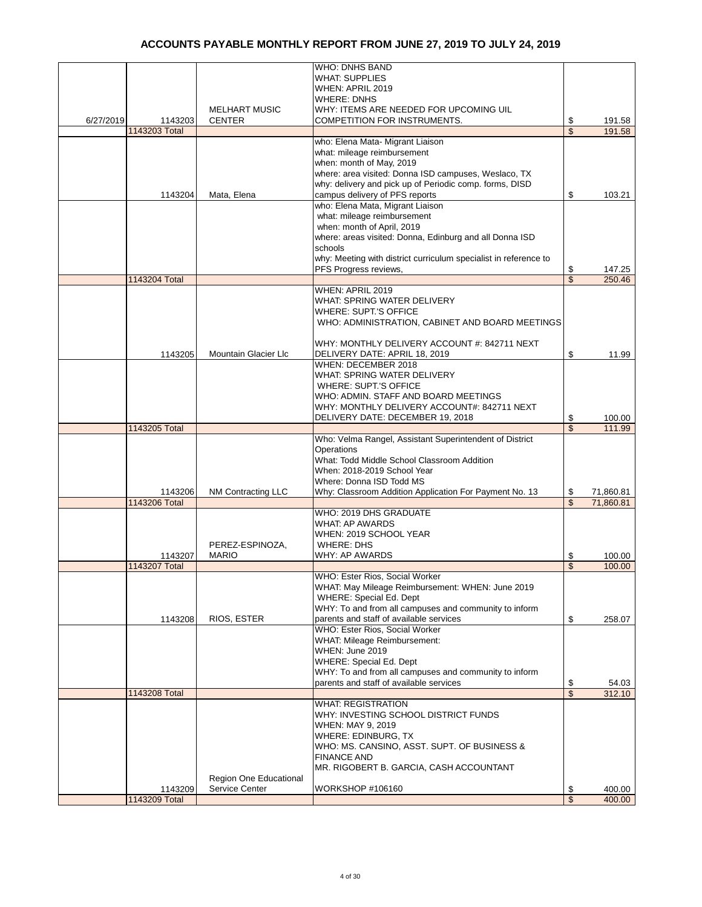# ACCOUNTS PAYABLE MONTHLY REPORT FROM JUNE 27, 2019 TO JULY 24, 2019

| | | | | |
|---|---|---|---|---|
| 6/27/2019 | 1143203 | MELHART MUSIC CENTER | WHO: DNHS BAND<br>WHAT: SUPPLIES<br>WHEN: APRIL 2019<br>WHERE: DNHS<br>WHY: ITEMS ARE NEEDED FOR UPCOMING UIL COMPETITION FOR INSTRUMENTS. | $ 191.58 |
| | 1143203 Total | | | $ 191.58 |
| | 1143204 | Mata, Elena | who: Elena Mata- Migrant Liaison<br>what: mileage reimbursement<br>when: month of May, 2019<br>where: area visited: Donna ISD campuses, Weslaco, TX<br>why: delivery and pick up of Periodic comp. forms, DISD campus delivery of PFS reports | $ 103.21 |
| | | | who: Elena Mata, Migrant Liaison<br>what: mileage reimbursement<br>when: month of April, 2019<br>where: areas visited: Donna, Edinburg and all Donna ISD schools<br>why: Meeting with district curriculum specialist in reference to PFS Progress reviews, | $ 147.25 |
| | 1143204 Total | | | $ 250.46 |
| | 1143205 | Mountain Glacier Llc | WHEN: APRIL 2019<br>WHAT: SPRING WATER DELIVERY<br>WHERE: SUPT.'S OFFICE<br>WHO: ADMINISTRATION, CABINET AND BOARD MEETINGS<br>WHY: MONTHLY DELIVERY ACCOUNT #: 842711 NEXT DELIVERY DATE: APRIL 18, 2019 | $ 11.99 |
| | | | WHEN: DECEMBER 2018<br>WHAT: SPRING WATER DELIVERY<br>WHERE: SUPT.'S OFFICE<br>WHO: ADMIN. STAFF AND BOARD MEETINGS<br>WHY: MONTHLY DELIVERY ACCOUNT#: 842711 NEXT DELIVERY DATE: DECEMBER 19, 2018 | $ 100.00 |
| | 1143205 Total | | | $ 111.99 |
| | 1143206 | NM Contracting LLC | Who: Velma Rangel, Assistant Superintendent of District Operations<br>What: Todd Middle School Classroom Addition<br>When: 2018-2019 School Year<br>Where: Donna ISD Todd MS<br>Why: Classroom Addition Application For Payment No. 13 | $ 71,860.81 |
| | 1143206 Total | | | $ 71,860.81 |
| | 1143207 | PEREZ-ESPINOZA, MARIO | WHO: 2019 DHS GRADUATE<br>WHAT: AP AWARDS<br>WHEN: 2019 SCHOOL YEAR<br>WHERE: DHS<br>WHY: AP AWARDS | $ 100.00 |
| | 1143207 Total | | | $ 100.00 |
| | 1143208 | RIOS, ESTER | WHO: Ester Rios, Social Worker<br>WHAT: May Mileage Reimbursement: WHEN: June 2019<br>WHERE: Special Ed. Dept<br>WHY: To and from all campuses and community to inform parents and staff of available services | $ 258.07 |
| | | | WHO: Ester Rios, Social Worker<br>WHAT: Mileage Reimbursement:<br>WHEN: June 2019<br>WHERE: Special Ed. Dept<br>WHY: To and from all campuses and community to inform parents and staff of available services | $ 54.03 |
| | 1143208 Total | | | $ 312.10 |
| | 1143209 | Region One Educational Service Center | WHAT: REGISTRATION<br>WHY: INVESTING SCHOOL DISTRICT FUNDS<br>WHEN: MAY 9, 2019<br>WHERE: EDINBURG, TX<br>WHO: MS. CANSINO, ASST. SUPT. OF BUSINESS & FINANCE AND<br>MR. RIGOBERT B. GARCIA, CASH ACCOUNTANT<br>WORKSHOP #106160 | $ 400.00 |
| | 1143209 Total | | | $ 400.00 |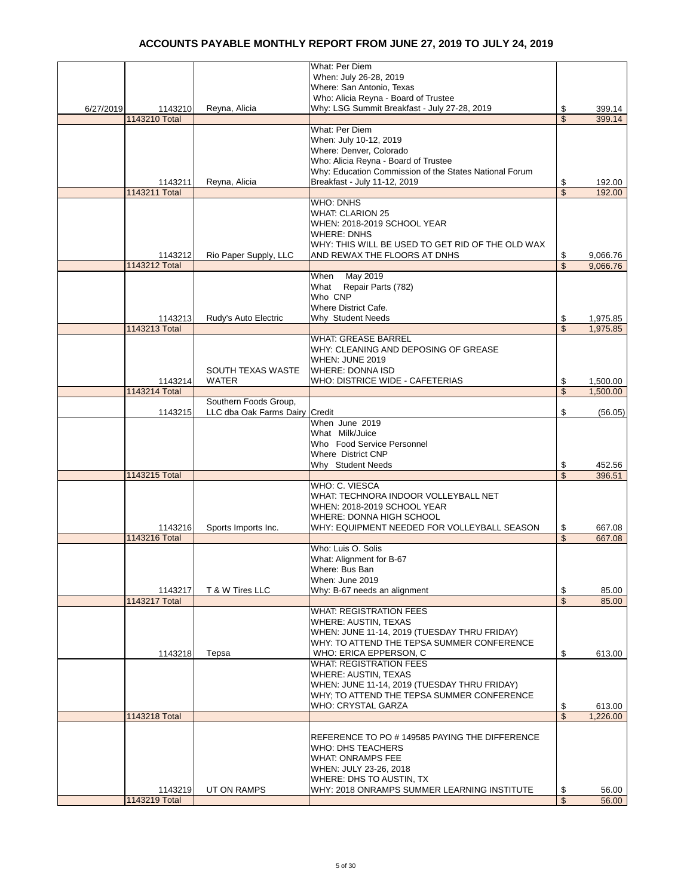# ACCOUNTS PAYABLE MONTHLY REPORT FROM JUNE 27, 2019 TO JULY 24, 2019

| Date | Check # | Vendor | Description | Amount |
|---|---|---|---|---|
| 6/27/2019 | 1143210 | Reyna, Alicia | What: Per Diem<br>When: July 26-28, 2019<br>Where: San Antonio, Texas<br>Who: Alicia Reyna - Board of Trustee<br>Why: LSG Summit Breakfast - July 27-28, 2019 | $ 399.14 |
| | 1143210 Total | | | $ 399.14 |
| | 1143211 | Reyna, Alicia | What: Per Diem<br>When: July 10-12, 2019<br>Where: Denver, Colorado<br>Who: Alicia Reyna - Board of Trustee<br>Why: Education Commission of the States National Forum Breakfast - July 11-12, 2019 | $ 192.00 |
| | 1143211 Total | | | $ 192.00 |
| | 1143212 | Rio Paper Supply, LLC | WHO: DNHS<br>WHAT: CLARION 25<br>WHEN: 2018-2019 SCHOOL YEAR<br>WHERE: DNHS<br>WHY: THIS WILL BE USED TO GET RID OF THE OLD WAX AND REWAX THE FLOORS AT DNHS | $ 9,066.76 |
| | 1143212 Total | | | $ 9,066.76 |
| | 1143213 | Rudy's Auto Electric | When May 2019<br>What Repair Parts (782)<br>Who CNP<br>Where District Cafe.<br>Why Student Needs | $ 1,975.85 |
| | 1143213 Total | | | $ 1,975.85 |
| | 1143214 | SOUTH TEXAS WASTE WATER | WHAT: GREASE BARREL<br>WHY: CLEANING AND DEPOSING OF GREASE<br>WHEN: JUNE 2019<br>WHERE: DONNA ISD<br>WHO: DISTRICE WIDE - CAFETERIAS | $ 1,500.00 |
| | 1143214 Total | | | $ 1,500.00 |
| | 1143215 | Southern Foods Group, LLC dba Oak Farms Dairy | Credit | $ (56.05) |
| | | | When June 2019<br>What Milk/Juice<br>Who Food Service Personnel<br>Where District CNP<br>Why Student Needs | $ 452.56 |
| | 1143215 Total | | | $ 396.51 |
| | 1143216 | Sports Imports Inc. | WHO: C. VIESCA<br>WHAT: TECHNORA INDOOR VOLLEYBALL NET<br>WHEN: 2018-2019 SCHOOL YEAR<br>WHERE: DONNA HIGH SCHOOL<br>WHY: EQUIPMENT NEEDED FOR VOLLEYBALL SEASON | $ 667.08 |
| | 1143216 Total | | | $ 667.08 |
| | 1143217 | T & W Tires LLC | Who: Luis O. Solis<br>What: Alignment for B-67<br>Where: Bus Ban<br>When: June 2019<br>Why: B-67 needs an alignment | $ 85.00 |
| | 1143217 Total | | | $ 85.00 |
| | 1143218 | Tepsa | WHAT: REGISTRATION FEES<br>WHERE: AUSTIN, TEXAS<br>WHEN: JUNE 11-14, 2019 (TUESDAY THRU FRIDAY)<br>WHY: TO ATTEND THE TEPSA SUMMER CONFERENCE<br>WHO: ERICA EPPERSON, C | $ 613.00 |
| | | | WHAT: REGISTRATION FEES<br>WHERE: AUSTIN, TEXAS<br>WHEN: JUNE 11-14, 2019 (TUESDAY THRU FRIDAY)<br>WHY; TO ATTEND THE TEPSA SUMMER CONFERENCE<br>WHO: CRYSTAL GARZA | $ 613.00 |
| | 1143218 Total | | | $ 1,226.00 |
| | 1143219 | UT ON RAMPS | REFERENCE TO PO # 149585 PAYING THE DIFFERENCE<br>WHO: DHS TEACHERS<br>WHAT: ONRAMPS FEE<br>WHEN: JULY 23-26, 2018<br>WHERE: DHS TO AUSTIN, TX<br>WHY: 2018 ONRAMPS SUMMER LEARNING INSTITUTE | $ 56.00 |
| | 1143219 Total | | | $ 56.00 |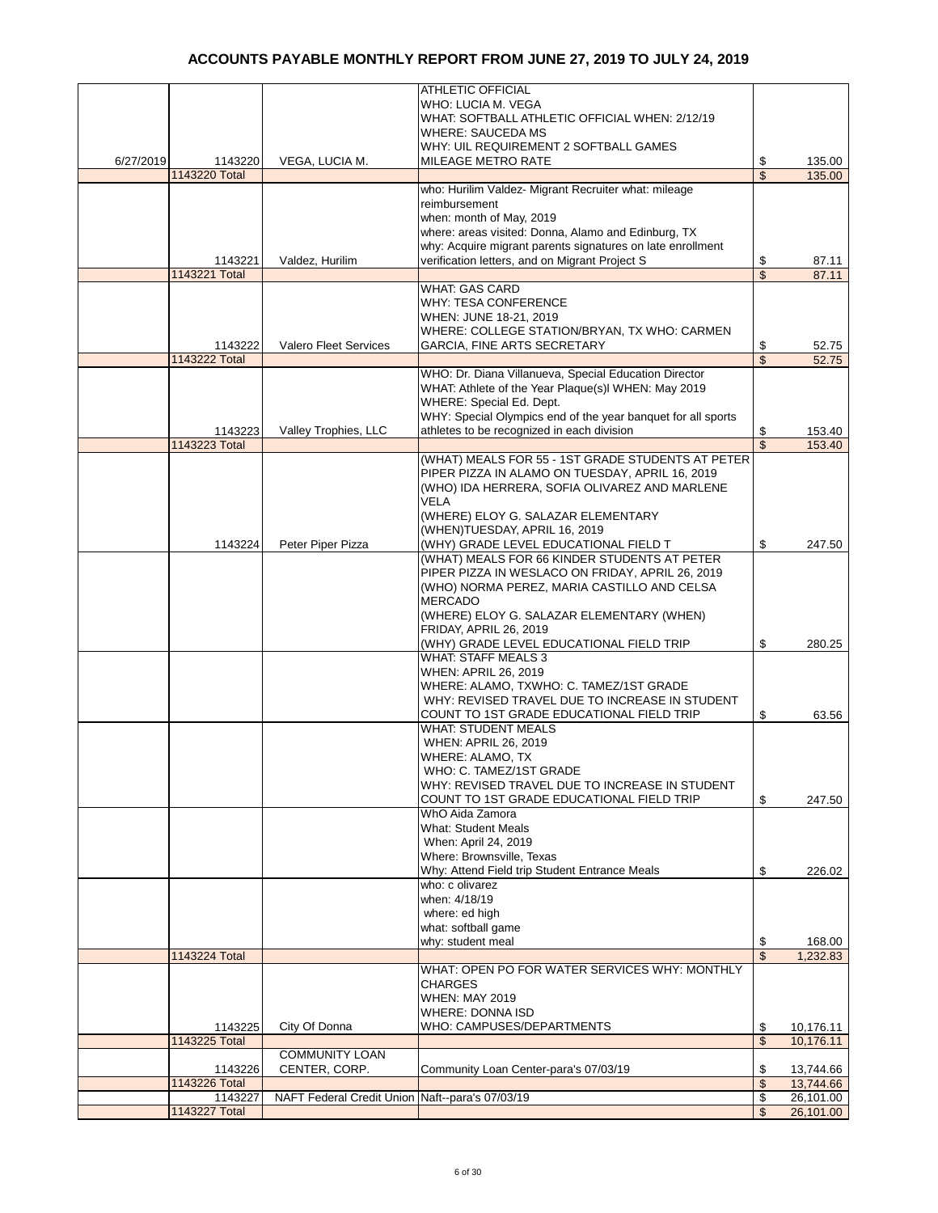# ACCOUNTS PAYABLE MONTHLY REPORT FROM JUNE 27, 2019 TO JULY 24, 2019

| Date | Check # | Vendor | Description | | Amount |
|---|---|---|---|---|---|
| 6/27/2019 | 1143220 | VEGA, LUCIA M. | ATHLETIC OFFICIAL<br>WHO: LUCIA M. VEGA<br>WHAT: SOFTBALL ATHLETIC OFFICIAL WHEN: 2/12/19<br>WHERE: SAUCEDA MS<br>WHY: UIL REQUIREMENT 2 SOFTBALL GAMES<br>MILEAGE METRO RATE | $ | 135.00 |
| | 1143220 Total | | | $ | 135.00 |
| | 1143221 | Valdez, Hurilim | who: Hurilim Valdez- Migrant Recruiter what: mileage reimbursement<br>when: month of May, 2019<br>where: areas visited: Donna, Alamo and Edinburg, TX<br>why: Acquire migrant parents signatures on late enrollment verification letters, and on Migrant Project S | $ | 87.11 |
| | 1143221 Total | | | $ | 87.11 |
| | 1143222 | Valero Fleet Services | WHAT: GAS CARD<br>WHY: TESA CONFERENCE<br>WHEN: JUNE 18-21, 2019<br>WHERE: COLLEGE STATION/BRYAN, TX WHO: CARMEN GARCIA, FINE ARTS SECRETARY | $ | 52.75 |
| | 1143222 Total | | | $ | 52.75 |
| | 1143223 | Valley Trophies, LLC | WHO: Dr. Diana Villanueva, Special Education Director<br>WHAT: Athlete of the Year Plaque(s)l WHEN: May 2019<br>WHERE: Special Ed. Dept.<br>WHY: Special Olympics end of the year banquet for all sports athletes to be recognized in each division | $ | 153.40 |
| | 1143223 Total | | | $ | 153.40 |
| | 1143224 | Peter Piper Pizza | (WHAT) MEALS FOR 55 - 1ST GRADE STUDENTS AT PETER PIPER PIZZA IN ALAMO ON TUESDAY, APRIL 16, 2019<br>(WHO) IDA HERRERA, SOFIA OLIVAREZ AND MARLENE VELA<br>(WHERE) ELOY G. SALAZAR ELEMENTARY<br>(WHEN)TUESDAY, APRIL 16, 2019<br>(WHY) GRADE LEVEL EDUCATIONAL FIELD T | $ | 247.50 |
| | | | (WHAT) MEALS FOR 66 KINDER STUDENTS AT PETER PIPER PIZZA IN WESLACO ON FRIDAY, APRIL 26, 2019<br>(WHO) NORMA PEREZ, MARIA CASTILLO AND CELSA MERCADO<br>(WHERE) ELOY G. SALAZAR ELEMENTARY (WHEN) FRIDAY, APRIL 26, 2019<br>(WHY) GRADE LEVEL EDUCATIONAL FIELD TRIP | $ | 280.25 |
| | | | WHAT: STAFF MEALS 3<br>WHEN: APRIL 26, 2019<br>WHERE: ALAMO, TXWHO: C. TAMEZ/1ST GRADE<br>WHY: REVISED TRAVEL DUE TO INCREASE IN STUDENT COUNT TO 1ST GRADE EDUCATIONAL FIELD TRIP | $ | 63.56 |
| | | | WHAT: STUDENT MEALS<br>WHEN: APRIL 26, 2019<br>WHERE: ALAMO, TX<br>WHO: C. TAMEZ/1ST GRADE<br>WHY: REVISED TRAVEL DUE TO INCREASE IN STUDENT COUNT TO 1ST GRADE EDUCATIONAL FIELD TRIP | $ | 247.50 |
| | | | WhO Aida Zamora<br>What: Student Meals<br>When: April 24, 2019<br>Where: Brownsville, Texas<br>Why: Attend Field trip Student Entrance Meals | $ | 226.02 |
| | | | who: c olivarez<br>when: 4/18/19<br>where: ed high<br>what: softball game<br>why: student meal | $ | 168.00 |
| | 1143224 Total | | | $ | 1,232.83 |
| | 1143225 | City Of Donna | WHAT: OPEN PO FOR WATER SERVICES WHY: MONTHLY CHARGES<br>WHEN: MAY 2019<br>WHERE: DONNA ISD<br>WHO: CAMPUSES/DEPARTMENTS | $ | 10,176.11 |
| | 1143225 Total | | | $ | 10,176.11 |
| | 1143226 | COMMUNITY LOAN CENTER, CORP. | Community Loan Center-para's 07/03/19 | $ | 13,744.66 |
| | 1143226 Total | | | $ | 13,744.66 |
| | 1143227 | NAFT Federal Credit Union | Naft--para's 07/03/19 | $ | 26,101.00 |
| | 1143227 Total | | | $ | 26,101.00 |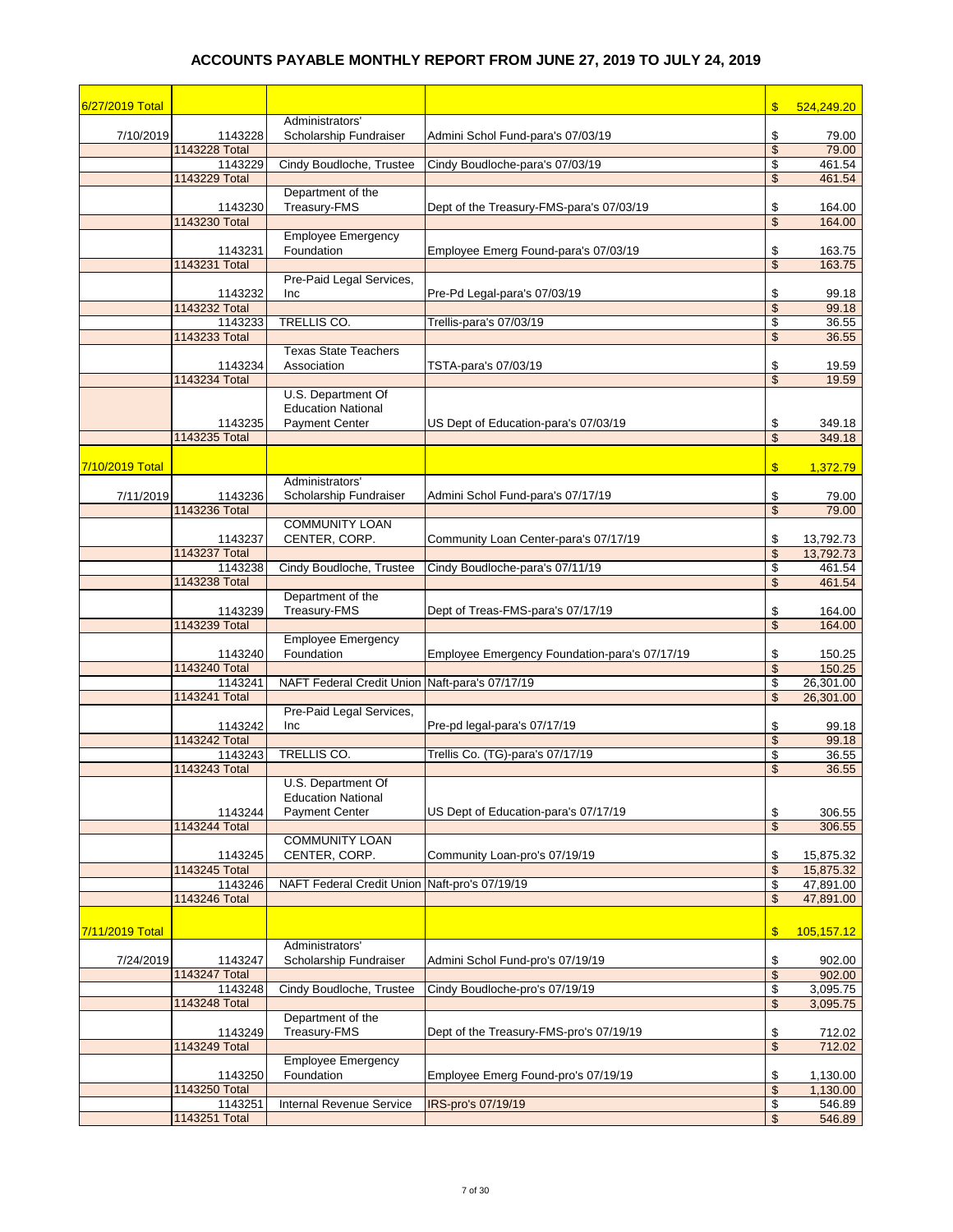# ACCOUNTS PAYABLE MONTHLY REPORT FROM JUNE 27, 2019 TO JULY 24, 2019

| | | | | | |
|---|---|---|---|---|---|
| 6/27/2019 Total | | | | $ | 524,249.20 |
| 7/10/2019 | 1143228 | Administrators' Scholarship Fundraiser | Admini Schol Fund-para's 07/03/19 | $ | 79.00 |
| | 1143228 Total | | | $ | 79.00 |
| | 1143229 | Cindy Boudloche, Trustee | Cindy Boudloche-para's 07/03/19 | $ | 461.54 |
| | 1143229 Total | | | $ | 461.54 |
| | 1143230 | Department of the Treasury-FMS | Dept of the Treasury-FMS-para's 07/03/19 | $ | 164.00 |
| | 1143230 Total | | | $ | 164.00 |
| | 1143231 | Employee Emergency Foundation | Employee Emerg Found-para's 07/03/19 | $ | 163.75 |
| | 1143231 Total | | | $ | 163.75 |
| | 1143232 | Pre-Paid Legal Services, Inc | Pre-Pd Legal-para's 07/03/19 | $ | 99.18 |
| | 1143232 Total | | | $ | 99.18 |
| | 1143233 | TRELLIS CO. | Trellis-para's 07/03/19 | $ | 36.55 |
| | 1143233 Total | | | $ | 36.55 |
| | 1143234 | Texas State Teachers Association | TSTA-para's 07/03/19 | $ | 19.59 |
| | 1143234 Total | | | $ | 19.59 |
| | 1143235 | U.S. Department Of Education National Payment Center | US Dept of Education-para's 07/03/19 | $ | 349.18 |
| | 1143235 Total | | | $ | 349.18 |
| 7/10/2019 Total | | | | $ | 1,372.79 |
| 7/11/2019 | 1143236 | Administrators' Scholarship Fundraiser | Admini Schol Fund-para's 07/17/19 | $ | 79.00 |
| | 1143236 Total | | | $ | 79.00 |
| | 1143237 | COMMUNITY LOAN CENTER, CORP. | Community Loan Center-para's 07/17/19 | $ | 13,792.73 |
| | 1143237 Total | | | $ | 13,792.73 |
| | 1143238 | Cindy Boudloche, Trustee | Cindy Boudloche-para's 07/11/19 | $ | 461.54 |
| | 1143238 Total | | | $ | 461.54 |
| | 1143239 | Department of the Treasury-FMS | Dept of Treas-FMS-para's 07/17/19 | $ | 164.00 |
| | 1143239 Total | | | $ | 164.00 |
| | 1143240 | Employee Emergency Foundation | Employee Emergency Foundation-para's 07/17/19 | $ | 150.25 |
| | 1143240 Total | | | $ | 150.25 |
| | 1143241 | NAFT Federal Credit Union | Naft-para's 07/17/19 | $ | 26,301.00 |
| | 1143241 Total | | | $ | 26,301.00 |
| | 1143242 | Pre-Paid Legal Services, Inc | Pre-pd legal-para's 07/17/19 | $ | 99.18 |
| | 1143242 Total | | | $ | 99.18 |
| | 1143243 | TRELLIS CO. | Trellis Co. (TG)-para's 07/17/19 | $ | 36.55 |
| | 1143243 Total | | | $ | 36.55 |
| | 1143244 | U.S. Department Of Education National Payment Center | US Dept of Education-para's 07/17/19 | $ | 306.55 |
| | 1143244 Total | | | $ | 306.55 |
| | 1143245 | COMMUNITY LOAN CENTER, CORP. | Community Loan-pro's 07/19/19 | $ | 15,875.32 |
| | 1143245 Total | | | $ | 15,875.32 |
| | 1143246 | NAFT Federal Credit Union | Naft-pro's 07/19/19 | $ | 47,891.00 |
| | 1143246 Total | | | $ | 47,891.00 |
| 7/11/2019 Total | | | | $ | 105,157.12 |
| 7/24/2019 | 1143247 | Administrators' Scholarship Fundraiser | Admini Schol Fund-pro's 07/19/19 | $ | 902.00 |
| | 1143247 Total | | | $ | 902.00 |
| | 1143248 | Cindy Boudloche, Trustee | Cindy Boudloche-pro's 07/19/19 | $ | 3,095.75 |
| | 1143248 Total | | | $ | 3,095.75 |
| | 1143249 | Department of the Treasury-FMS | Dept of the Treasury-FMS-pro's 07/19/19 | $ | 712.02 |
| | 1143249 Total | | | $ | 712.02 |
| | 1143250 | Employee Emergency Foundation | Employee Emerg Found-pro's 07/19/19 | $ | 1,130.00 |
| | 1143250 Total | | | $ | 1,130.00 |
| | 1143251 | Internal Revenue Service | IRS-pro's 07/19/19 | $ | 546.89 |
| | 1143251 Total | | | $ | 546.89 |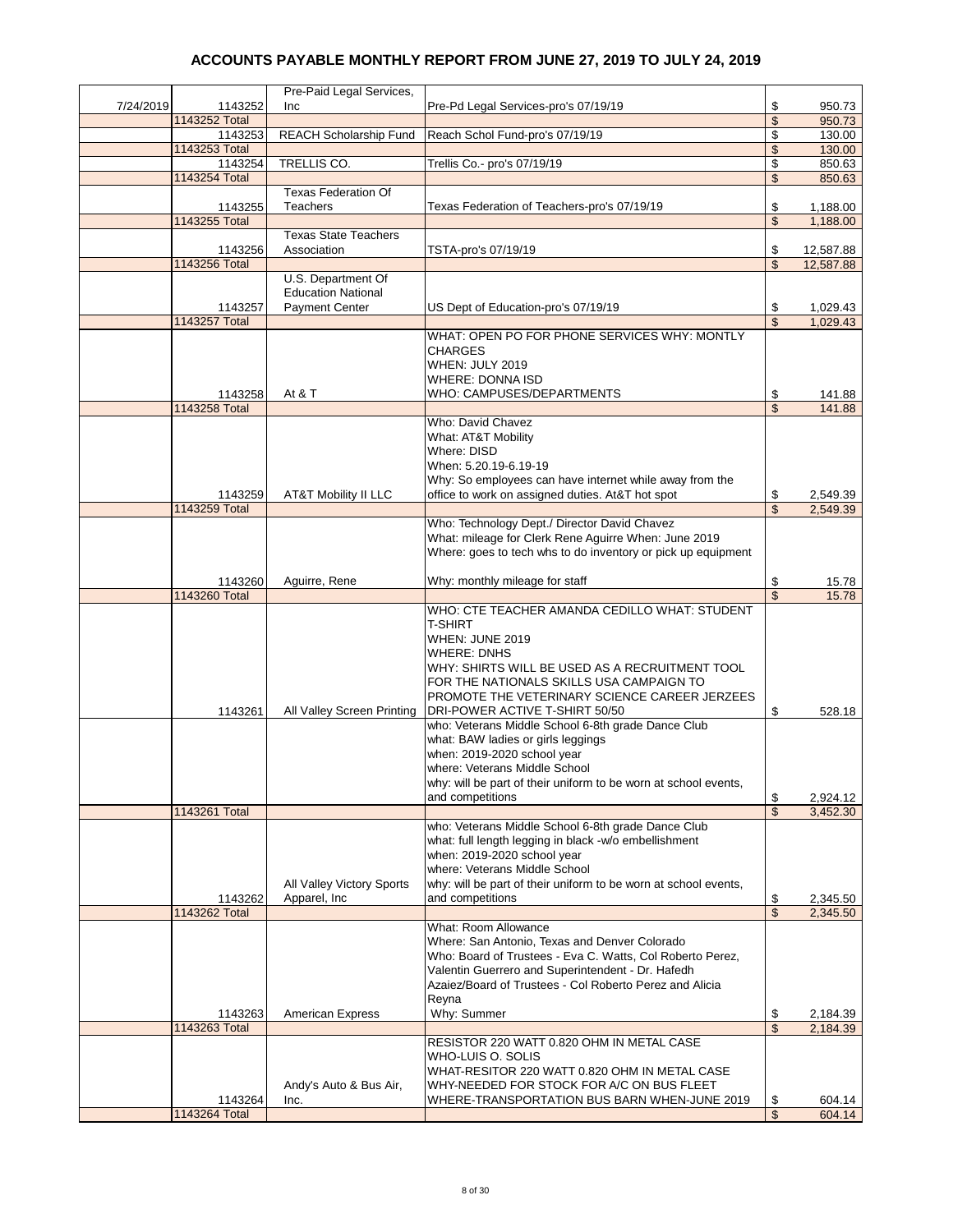# ACCOUNTS PAYABLE MONTHLY REPORT FROM JUNE 27, 2019 TO JULY 24, 2019

| | | | | | |
|---|---|---|---|---|---|
| 7/24/2019 | 1143252 | Pre-Paid Legal Services, Inc | Pre-Pd Legal Services-pro's 07/19/19 | $ | 950.73 |
| | 1143252 Total | | | $ | 950.73 |
| | 1143253 | REACH Scholarship Fund | Reach Schol Fund-pro's 07/19/19 | $ | 130.00 |
| | 1143253 Total | | | $ | 130.00 |
| | 1143254 | TRELLIS CO. | Trellis Co.- pro's 07/19/19 | $ | 850.63 |
| | 1143254 Total | | | $ | 850.63 |
| | 1143255 | Texas Federation Of Teachers | Texas Federation of Teachers-pro's 07/19/19 | $ | 1,188.00 |
| | 1143255 Total | | | $ | 1,188.00 |
| | 1143256 | Texas State Teachers Association | TSTA-pro's 07/19/19 | $ | 12,587.88 |
| | 1143256 Total | | | $ | 12,587.88 |
| | 1143257 | U.S. Department Of Education National Payment Center | US Dept of Education-pro's 07/19/19 | $ | 1,029.43 |
| | 1143257 Total | | | $ | 1,029.43 |
| | 1143258 | At & T | WHAT: OPEN PO FOR PHONE SERVICES WHY: MONTLY CHARGES<br>WHEN: JULY 2019<br>WHERE: DONNA ISD<br>WHO: CAMPUSES/DEPARTMENTS | $ | 141.88 |
| | 1143258 Total | | | $ | 141.88 |
| | 1143259 | AT&T Mobility II LLC | Who: David Chavez<br>What: AT&T Mobility<br>Where: DISD<br>When: 5.20.19-6.19-19<br>Why: So employees can have internet while away from the office to work on assigned duties. At&T hot spot | $ | 2,549.39 |
| | 1143259 Total | | | $ | 2,549.39 |
| | 1143260 | Aguirre, Rene | Who: Technology Dept./ Director David Chavez<br>What: mileage for Clerk Rene Aguirre When: June 2019<br>Where: goes to tech whs to do inventory or pick up equipment<br>Why: monthly mileage for staff | $ | 15.78 |
| | 1143260 Total | | | $ | 15.78 |
| | 1143261 | All Valley Screen Printing | WHO: CTE TEACHER AMANDA CEDILLO WHAT: STUDENT T-SHIRT<br>WHEN: JUNE 2019<br>WHERE: DNHS<br>WHY: SHIRTS WILL BE USED AS A RECRUITMENT TOOL FOR THE NATIONALS SKILLS USA CAMPAIGN TO PROMOTE THE VETERINARY SCIENCE CAREER JERZEES DRI-POWER ACTIVE T-SHIRT 50/50 | $ | 528.18 |
| | | | who: Veterans Middle School 6-8th grade Dance Club<br>what: BAW ladies or girls leggings<br>when: 2019-2020 school year<br>where: Veterans Middle School<br>why: will be part of their uniform to be worn at school events, and competitions | $ | 2,924.12 |
| | 1143261 Total | | | $ | 3,452.30 |
| | 1143262 | All Valley Victory Sports Apparel, Inc | who: Veterans Middle School 6-8th grade Dance Club<br>what: full length legging in black -w/o embellishment<br>when: 2019-2020 school year<br>where: Veterans Middle School<br>why: will be part of their uniform to be worn at school events, and competitions | $ | 2,345.50 |
| | 1143262 Total | | | $ | 2,345.50 |
| | 1143263 | American Express | What: Room Allowance<br>Where: San Antonio, Texas and Denver Colorado<br>Who: Board of Trustees - Eva C. Watts, Col Roberto Perez, Valentin Guerrero and Superintendent - Dr. Hafedh Azaiez/Board of Trustees - Col Roberto Perez and Alicia Reyna<br>Why: Summer | $ | 2,184.39 |
| | 1143263 Total | | | $ | 2,184.39 |
| | 1143264 | Andy's Auto & Bus Air, Inc. | RESISTOR 220 WATT 0.820 OHM IN METAL CASE<br>WHO-LUIS O. SOLIS<br>WHAT-RESITOR 220 WATT 0.820 OHM IN METAL CASE<br>WHY-NEEDED FOR STOCK FOR A/C ON BUS FLEET<br>WHERE-TRANSPORTATION BUS BARN WHEN-JUNE 2019 | $ | 604.14 |
| | 1143264 Total | | | $ | 604.14 |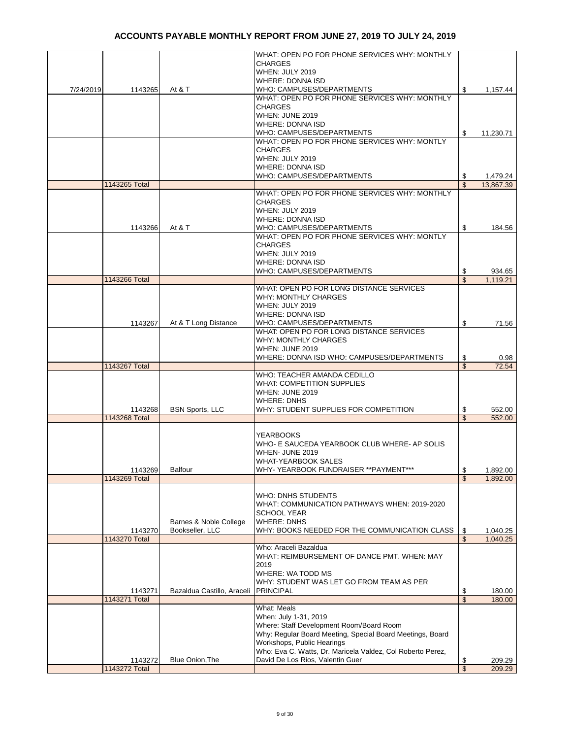# ACCOUNTS PAYABLE MONTHLY REPORT FROM JUNE 27, 2019 TO JULY 24, 2019

| | | | | |
|---|---|---|---|---|
| 7/24/2019 | 1143265 | At & T | WHAT: OPEN PO FOR PHONE SERVICES WHY: MONTHLY CHARGES WHEN: JULY 2019 WHERE: DONNA ISD WHO: CAMPUSES/DEPARTMENTS | $ 1,157.44 |
| | | | WHAT: OPEN PO FOR PHONE SERVICES WHY: MONTHLY CHARGES WHEN: JUNE 2019 WHERE: DONNA ISD WHO: CAMPUSES/DEPARTMENTS | $ 11,230.71 |
| | | | WHAT: OPEN PO FOR PHONE SERVICES WHY: MONTLY CHARGES WHEN: JULY 2019 WHERE: DONNA ISD WHO: CAMPUSES/DEPARTMENTS | $ 1,479.24 |
| | 1143265 Total | | | $ 13,867.39 |
| | 1143266 | At & T | WHAT: OPEN PO FOR PHONE SERVICES WHY: MONTHLY CHARGES WHEN: JULY 2019 WHERE: DONNA ISD WHO: CAMPUSES/DEPARTMENTS | $ 184.56 |
| | | | WHAT: OPEN PO FOR PHONE SERVICES WHY: MONTLY CHARGES WHEN: JULY 2019 WHERE: DONNA ISD WHO: CAMPUSES/DEPARTMENTS | $ 934.65 |
| | 1143266 Total | | | $ 1,119.21 |
| | 1143267 | At & T Long Distance | WHAT: OPEN PO FOR LONG DISTANCE SERVICES WHY: MONTHLY CHARGES WHEN: JULY 2019 WHERE: DONNA ISD WHO: CAMPUSES/DEPARTMENTS | $ 71.56 |
| | | | WHAT: OPEN PO FOR LONG DISTANCE SERVICES WHY: MONTHLY CHARGES WHEN: JUNE 2019 WHERE: DONNA ISD WHO: CAMPUSES/DEPARTMENTS | $ 0.98 |
| | 1143267 Total | | | $ 72.54 |
| | 1143268 | BSN Sports, LLC | WHO: TEACHER AMANDA CEDILLO WHAT: COMPETITION SUPPLIES WHEN: JUNE 2019 WHERE: DNHS WHY: STUDENT SUPPLIES FOR COMPETITION | $ 552.00 |
| | 1143268 Total | | | $ 552.00 |
| | 1143269 | Balfour | YEARBOOKS WHO- E SAUCEDA YEARBOOK CLUB WHERE- AP SOLIS WHEN- JUNE 2019 WHAT-YEARBOOK SALES WHY- YEARBOOK FUNDRAISER **PAYMENT*** | $ 1,892.00 |
| | 1143269 Total | | | $ 1,892.00 |
| | 1143270 | Barnes & Noble College Bookseller, LLC | WHO: DNHS STUDENTS WHAT: COMMUNICATION PATHWAYS WHEN: 2019-2020 SCHOOL YEAR WHERE: DNHS WHY: BOOKS NEEDED FOR THE COMMUNICATION CLASS | $ 1,040.25 |
| | 1143270 Total | | | $ 1,040.25 |
| | 1143271 | Bazaldua Castillo, Araceli | Who: Araceli Bazaldua WHAT: REIMBURSEMENT OF DANCE PMT. WHEN: MAY 2019 WHERE: WA TODD MS WHY: STUDENT WAS LET GO FROM TEAM AS PER PRINCIPAL | $ 180.00 |
| | 1143271 Total | | | $ 180.00 |
| | 1143272 | Blue Onion,The | What: Meals When: July 1-31, 2019 Where: Staff Development Room/Board Room Why: Regular Board Meeting, Special Board Meetings, Board Workshops, Public Hearings Who: Eva C. Watts, Dr. Maricela Valdez, Col Roberto Perez, David De Los Rios, Valentin Guer | $ 209.29 |
| | 1143272 Total | | | $ 209.29 |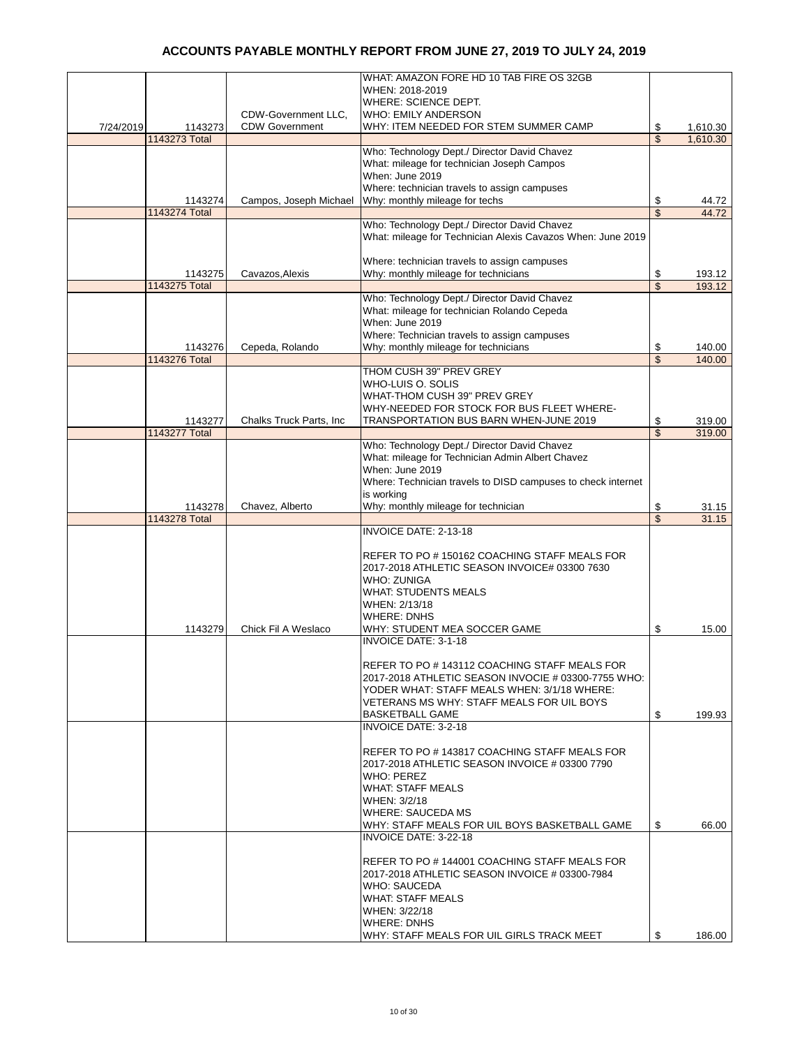# ACCOUNTS PAYABLE MONTHLY REPORT FROM JUNE 27, 2019 TO JULY 24, 2019

| | | | | |
|---|---|---|---|---|
| 7/24/2019 | 1143273 | CDW-Government LLC, CDW Government | WHAT: AMAZON FORE HD 10 TAB FIRE OS 32GB WHEN: 2018-2019 WHERE: SCIENCE DEPT. WHO: EMILY ANDERSON WHY: ITEM NEEDED FOR STEM SUMMER CAMP | $ 1,610.30 |
| | 1143273 Total | | | $ 1,610.30 |
| | 1143274 | Campos, Joseph Michael | Who: Technology Dept./ Director David Chavez What: mileage for technician Joseph Campos When: June 2019 Where: technician travels to assign campuses Why: monthly mileage for techs | $ 44.72 |
| | 1143274 Total | | | $ 44.72 |
| | 1143275 | Cavazos,Alexis | Who: Technology Dept./ Director David Chavez What: mileage for Technician Alexis Cavazos When: June 2019 Where: technician travels to assign campuses Why: monthly mileage for technicians | $ 193.12 |
| | 1143275 Total | | | $ 193.12 |
| | 1143276 | Cepeda, Rolando | Who: Technology Dept./ Director David Chavez What: mileage for technician Rolando Cepeda When: June 2019 Where: Technician travels to assign campuses Why: monthly mileage for technicians | $ 140.00 |
| | 1143276 Total | | | $ 140.00 |
| | 1143277 | Chalks Truck Parts, Inc | THOM CUSH 39" PREV GREY WHO-LUIS O. SOLIS WHAT-THOM CUSH 39" PREV GREY WHY-NEEDED FOR STOCK FOR BUS FLEET WHERE- TRANSPORTATION BUS BARN WHEN-JUNE 2019 | $ 319.00 |
| | 1143277 Total | | | $ 319.00 |
| | 1143278 | Chavez, Alberto | Who: Technology Dept./ Director David Chavez What: mileage for Technician Admin Albert Chavez When: June 2019 Where: Technician travels to DISD campuses to check internet is working Why: monthly mileage for technician | $ 31.15 |
| | 1143278 Total | | | $ 31.15 |
| | 1143279 | Chick Fil A Weslaco | INVOICE DATE: 2-13-18 REFER TO PO # 150162 COACHING STAFF MEALS FOR 2017-2018 ATHLETIC SEASON INVOICE# 03300 7630 WHO: ZUNIGA WHAT: STUDENTS MEALS WHEN: 2/13/18 WHERE: DNHS WHY: STUDENT MEA SOCCER GAME | $ 15.00 |
| | | | INVOICE DATE: 3-1-18 REFER TO PO # 143112 COACHING STAFF MEALS FOR 2017-2018 ATHLETIC SEASON INVOCIE # 03300-7755 WHO: YODER WHAT: STAFF MEALS WHEN: 3/1/18 WHERE: VETERANS MS WHY: STAFF MEALS FOR UIL BOYS BASKETBALL GAME | $ 199.93 |
| | | | INVOICE DATE: 3-2-18 REFER TO PO # 143817 COACHING STAFF MEALS FOR 2017-2018 ATHLETIC SEASON INVOICE # 03300 7790 WHO: PEREZ WHAT: STAFF MEALS WHEN: 3/2/18 WHERE: SAUCEDA MS WHY: STAFF MEALS FOR UIL BOYS BASKETBALL GAME | $ 66.00 |
| | | | INVOICE DATE: 3-22-18 REFER TO PO # 144001 COACHING STAFF MEALS FOR 2017-2018 ATHLETIC SEASON INVOICE # 03300-7984 WHO: SAUCEDA WHAT: STAFF MEALS WHEN: 3/22/18 WHERE: DNHS WHY: STAFF MEALS FOR UIL GIRLS TRACK MEET | $ 186.00 |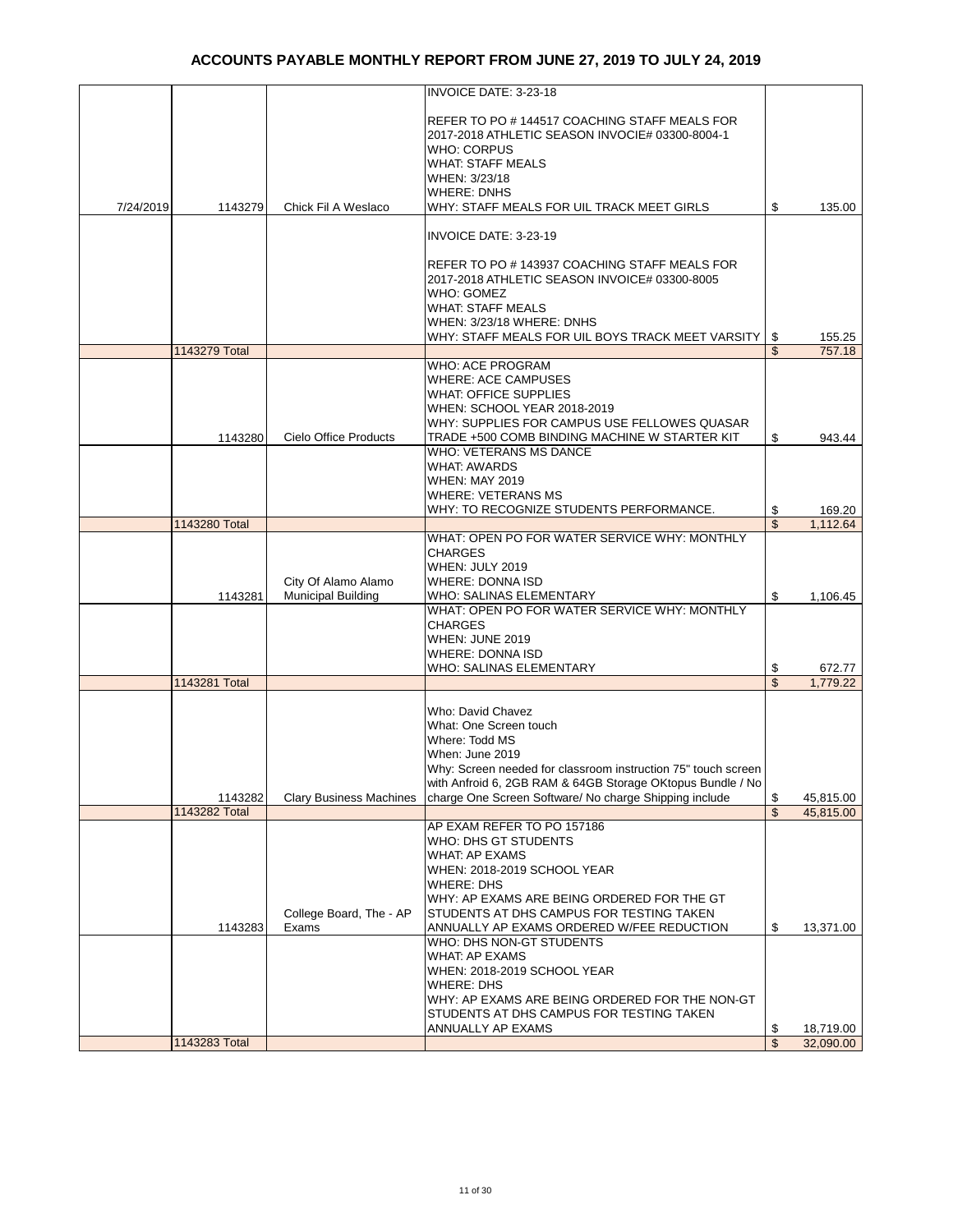# ACCOUNTS PAYABLE MONTHLY REPORT FROM JUNE 27, 2019 TO JULY 24, 2019

| | | | | |
|---|---|---|---|---|
| 7/24/2019 | 1143279 | Chick Fil A Weslaco | INVOICE DATE: 3-23-18<br><br>REFER TO PO # 144517 COACHING STAFF MEALS FOR 2017-2018 ATHLETIC SEASON INVOCIE# 03300-8004-1<br>WHO: CORPUS<br>WHAT: STAFF MEALS<br>WHEN: 3/23/18<br>WHERE: DNHS<br>WHY: STAFF MEALS FOR UIL TRACK MEET GIRLS | $ 135.00 |
| | | | INVOICE DATE: 3-23-19<br><br>REFER TO PO # 143937 COACHING STAFF MEALS FOR 2017-2018 ATHLETIC SEASON INVOICE# 03300-8005<br>WHO: GOMEZ<br>WHAT: STAFF MEALS<br>WHEN: 3/23/18 WHERE: DNHS<br>WHY: STAFF MEALS FOR UIL BOYS TRACK MEET VARSITY | $ 155.25 |
| | 1143279 Total | | | $ 757.18 |
| | 1143280 | Cielo Office Products | WHO: ACE PROGRAM<br>WHERE: ACE CAMPUSES<br>WHAT: OFFICE SUPPLIES<br>WHEN: SCHOOL YEAR 2018-2019<br>WHY: SUPPLIES FOR CAMPUS USE FELLOWES QUASAR TRADE +500 COMB BINDING MACHINE W STARTER KIT | $ 943.44 |
| | | | WHO: VETERANS MS DANCE<br>WHAT: AWARDS<br>WHEN: MAY 2019<br>WHERE: VETERANS MS<br>WHY: TO RECOGNIZE STUDENTS PERFORMANCE. | $ 169.20 |
| | 1143280 Total | | | $ 1,112.64 |
| | 1143281 | City Of Alamo Alamo Municipal Building | WHAT: OPEN PO FOR WATER SERVICE WHY: MONTHLY CHARGES<br>WHEN: JULY 2019<br>WHERE: DONNA ISD<br>WHO: SALINAS ELEMENTARY | $ 1,106.45 |
| | | | WHAT: OPEN PO FOR WATER SERVICE WHY: MONTHLY CHARGES<br>WHEN: JUNE 2019<br>WHERE: DONNA ISD<br>WHO: SALINAS ELEMENTARY | $ 672.77 |
| | 1143281 Total | | | $ 1,779.22 |
| | 1143282 | Clary Business Machines | Who: David Chavez<br>What: One Screen touch<br>Where: Todd MS<br>When: June 2019<br>Why: Screen needed for classroom instruction 75" touch screen with Anfroid 6, 2GB RAM & 64GB Storage OKtopus Bundle / No charge One Screen Software/ No charge Shipping include | $ 45,815.00 |
| | 1143282 Total | | | $ 45,815.00 |
| | 1143283 | College Board, The - AP Exams | AP EXAM REFER TO PO 157186<br>WHO: DHS GT STUDENTS<br>WHAT: AP EXAMS<br>WHEN: 2018-2019 SCHOOL YEAR<br>WHERE: DHS<br>WHY: AP EXAMS ARE BEING ORDERED FOR THE GT STUDENTS AT DHS CAMPUS FOR TESTING TAKEN ANNUALLY AP EXAMS ORDERED W/FEE REDUCTION | $ 13,371.00 |
| | | | WHO: DHS NON-GT STUDENTS<br>WHAT: AP EXAMS<br>WHEN: 2018-2019 SCHOOL YEAR<br>WHERE: DHS<br>WHY: AP EXAMS ARE BEING ORDERED FOR THE NON-GT STUDENTS AT DHS CAMPUS FOR TESTING TAKEN ANNUALLY AP EXAMS | $ 18,719.00 |
| | 1143283 Total | | | $ 32,090.00 |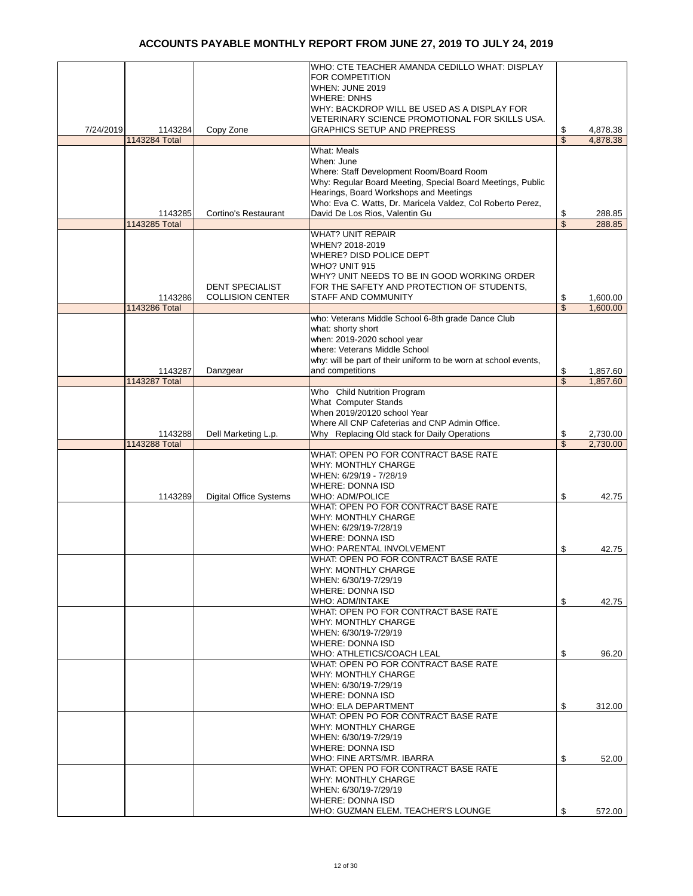# ACCOUNTS PAYABLE MONTHLY REPORT FROM JUNE 27, 2019 TO JULY 24, 2019

| | | | | |
|---|---|---|---|---|
| 7/24/2019 | 1143284 | Copy Zone | WHO: CTE TEACHER AMANDA CEDILLO WHAT: DISPLAY FOR COMPETITION<br>WHEN: JUNE 2019<br>WHERE: DNHS<br>WHY: BACKDROP WILL BE USED AS A DISPLAY FOR VETERINARY SCIENCE PROMOTIONAL FOR SKILLS USA. GRAPHICS SETUP AND PREPRESS | $ 4,878.38 |
| | 1143284 Total | | | $ 4,878.38 |
| | 1143285 | Cortino's Restaurant | What: Meals<br>When: June<br>Where: Staff Development Room/Board Room<br>Why: Regular Board Meeting, Special Board Meetings, Public Hearings, Board Workshops and Meetings<br>Who: Eva C. Watts, Dr. Maricela Valdez, Col Roberto Perez, David De Los Rios, Valentin Gu | $ 288.85 |
| | 1143285 Total | | | $ 288.85 |
| | 1143286 | DENT SPECIALIST COLLISION CENTER | WHAT? UNIT REPAIR<br>WHEN? 2018-2019<br>WHERE? DISD POLICE DEPT<br>WHO? UNIT 915<br>WHY? UNIT NEEDS TO BE IN GOOD WORKING ORDER FOR THE SAFETY AND PROTECTION OF STUDENTS, STAFF AND COMMUNITY | $ 1,600.00 |
| | 1143286 Total | | | $ 1,600.00 |
| | 1143287 | Danzgear | who: Veterans Middle School 6-8th grade Dance Club<br>what: shorty short<br>when: 2019-2020 school year<br>where: Veterans Middle School<br>why: will be part of their uniform to be worn at school events, and competitions | $ 1,857.60 |
| | 1143287 Total | | | $ 1,857.60 |
| | 1143288 | Dell Marketing L.p. | Who Child Nutrition Program<br>What Computer Stands<br>When 2019/20120 school Year<br>Where All CNP Cafeterias and CNP Admin Office.<br>Why Replacing Old stack for Daily Operations | $ 2,730.00 |
| | 1143288 Total | | | $ 2,730.00 |
| | 1143289 | Digital Office Systems | WHAT: OPEN PO FOR CONTRACT BASE RATE<br>WHY: MONTHLY CHARGE<br>WHEN: 6/29/19 - 7/28/19<br>WHERE: DONNA ISD<br>WHO: ADM/POLICE | $ 42.75 |
| | | | WHAT: OPEN PO FOR CONTRACT BASE RATE<br>WHY: MONTHLY CHARGE<br>WHEN: 6/29/19-7/28/19<br>WHERE: DONNA ISD<br>WHO: PARENTAL INVOLVEMENT | $ 42.75 |
| | | | WHAT: OPEN PO FOR CONTRACT BASE RATE<br>WHY: MONTHLY CHARGE<br>WHEN: 6/30/19-7/29/19<br>WHERE: DONNA ISD<br>WHO: ADM/INTAKE | $ 42.75 |
| | | | WHAT: OPEN PO FOR CONTRACT BASE RATE<br>WHY: MONTHLY CHARGE<br>WHEN: 6/30/19-7/29/19<br>WHERE: DONNA ISD<br>WHO: ATHLETICS/COACH LEAL | $ 96.20 |
| | | | WHAT: OPEN PO FOR CONTRACT BASE RATE<br>WHY: MONTHLY CHARGE<br>WHEN: 6/30/19-7/29/19<br>WHERE: DONNA ISD<br>WHO: ELA DEPARTMENT | $ 312.00 |
| | | | WHAT: OPEN PO FOR CONTRACT BASE RATE<br>WHY: MONTHLY CHARGE<br>WHEN: 6/30/19-7/29/19<br>WHERE: DONNA ISD<br>WHO: FINE ARTS/MR. IBARRA | $ 52.00 |
| | | | WHAT: OPEN PO FOR CONTRACT BASE RATE<br>WHY: MONTHLY CHARGE<br>WHEN: 6/30/19-7/29/19<br>WHERE: DONNA ISD<br>WHO: GUZMAN ELEM. TEACHER'S LOUNGE | $ 572.00 |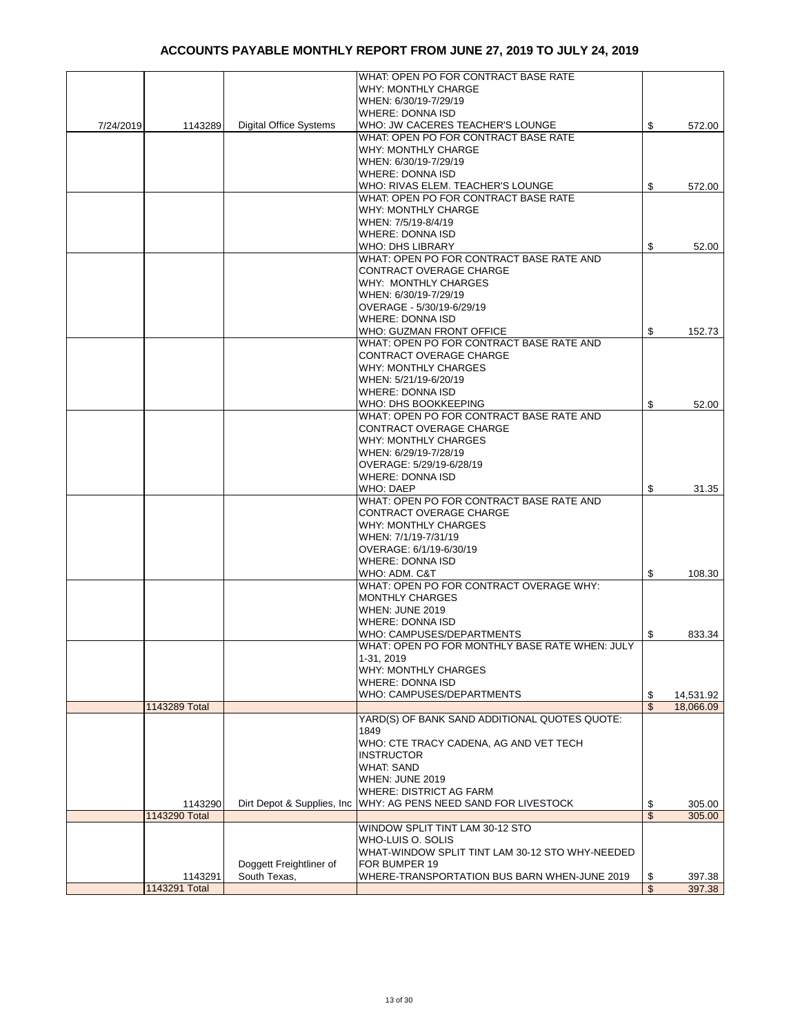# ACCOUNTS PAYABLE MONTHLY REPORT FROM JUNE 27, 2019 TO JULY 24, 2019

| | | | | |
|---|---|---|---|---|
| 7/24/2019 | 1143289 | Digital Office Systems | WHAT: OPEN PO FOR CONTRACT BASE RATE WHY: MONTHLY CHARGE WHEN: 6/30/19-7/29/19 WHERE: DONNA ISD WHO: JW CACERES TEACHER'S LOUNGE | $ 572.00 |
| | | | WHAT: OPEN PO FOR CONTRACT BASE RATE WHY: MONTHLY CHARGE WHEN: 6/30/19-7/29/19 WHERE: DONNA ISD WHO: RIVAS ELEM. TEACHER'S LOUNGE | $ 572.00 |
| | | | WHAT: OPEN PO FOR CONTRACT BASE RATE WHY: MONTHLY CHARGE WHEN: 7/5/19-8/4/19 WHERE: DONNA ISD WHO: DHS LIBRARY | $ 52.00 |
| | | | WHAT: OPEN PO FOR CONTRACT BASE RATE AND CONTRACT OVERAGE CHARGE WHY: MONTHLY CHARGES WHEN: 6/30/19-7/29/19 OVERAGE - 5/30/19-6/29/19 WHERE: DONNA ISD WHO: GUZMAN FRONT OFFICE | $ 152.73 |
| | | | WHAT: OPEN PO FOR CONTRACT BASE RATE AND CONTRACT OVERAGE CHARGE WHY: MONTHLY CHARGES WHEN: 5/21/19-6/20/19 WHERE: DONNA ISD WHO: DHS BOOKKEEPING | $ 52.00 |
| | | | WHAT: OPEN PO FOR CONTRACT BASE RATE AND CONTRACT OVERAGE CHARGE WHY: MONTHLY CHARGES WHEN: 6/29/19-7/28/19 OVERAGE: 5/29/19-6/28/19 WHERE: DONNA ISD WHO: DAEP | $ 31.35 |
| | | | WHAT: OPEN PO FOR CONTRACT BASE RATE AND CONTRACT OVERAGE CHARGE WHY: MONTHLY CHARGES WHEN: 7/1/19-7/31/19 OVERAGE: 6/1/19-6/30/19 WHERE: DONNA ISD WHO: ADM. C&T | $ 108.30 |
| | | | WHAT: OPEN PO FOR CONTRACT OVERAGE WHY: MONTHLY CHARGES WHEN: JUNE 2019 WHERE: DONNA ISD WHO: CAMPUSES/DEPARTMENTS | $ 833.34 |
| | | | WHAT: OPEN PO FOR MONTHLY BASE RATE WHEN: JULY 1-31, 2019 WHY: MONTHLY CHARGES WHERE: DONNA ISD WHO: CAMPUSES/DEPARTMENTS | $ 14,531.92 |
| | 1143289 Total | | | $ 18,066.09 |
| | 1143290 | Dirt Depot & Supplies, Inc | YARD(S) OF BANK SAND ADDITIONAL QUOTES QUOTE: 1849 WHO: CTE TRACY CADENA, AG AND VET TECH INSTRUCTOR WHAT: SAND WHEN: JUNE 2019 WHERE: DISTRICT AG FARM WHY: AG PENS NEED SAND FOR LIVESTOCK | $ 305.00 |
| | 1143290 Total | | | $ 305.00 |
| | 1143291 | Doggett Freightliner of South Texas, | WINDOW SPLIT TINT LAM 30-12 STO WHO-LUIS O. SOLIS WHAT-WINDOW SPLIT TINT LAM 30-12 STO WHY-NEEDED FOR BUMPER 19 WHERE-TRANSPORTATION BUS BARN WHEN-JUNE 2019 | $ 397.38 |
| | 1143291 Total | | | $ 397.38 |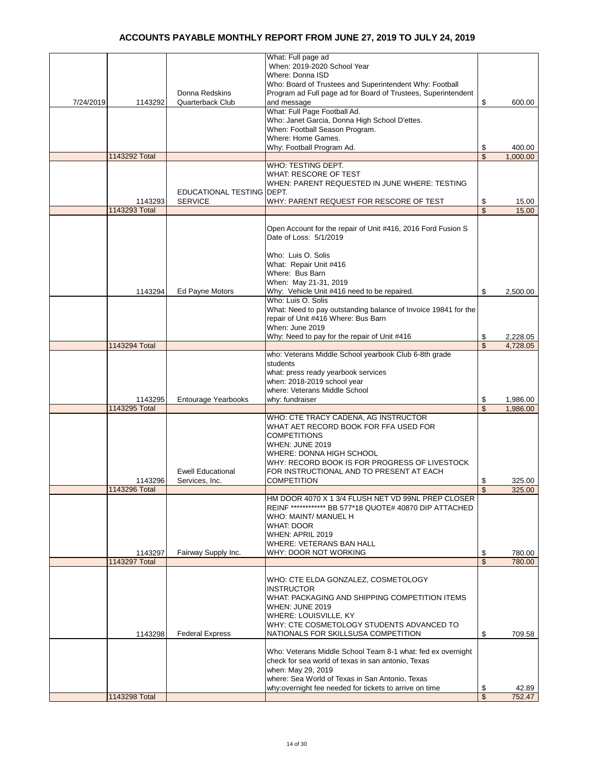# ACCOUNTS PAYABLE MONTHLY REPORT FROM JUNE 27, 2019 TO JULY 24, 2019

| Date | Check No. | Vendor | Description | Amount |
|---|---|---|---|---|
| 7/24/2019 | 1143292 | Donna Redskins Quarterback Club | What: Full page ad<br>When: 2019-2020 School Year<br>Where: Donna ISD<br>Who: Board of Trustees and Superintendent Why: Football Program ad Full page ad for Board of Trustees, Superintendent and message | $ 600.00 |
| | | | What: Full Page Football Ad.<br>Who: Janet Garcia, Donna High School D'ettes.<br>When: Football Season Program.<br>Where: Home Games.<br>Why: Football Program Ad. | $ 400.00 |
| | 1143292 Total | | | $ 1,000.00 |
| | 1143293 | EDUCATIONAL TESTING SERVICE | WHO: TESTING DEPT.<br>WHAT: RESCORE OF TEST<br>WHEN: PARENT REQUESTED IN JUNE WHERE: TESTING DEPT.<br>WHY: PARENT REQUEST FOR RESCORE OF TEST | $ 15.00 |
| | 1143293 Total | | | $ 15.00 |
| | 1143294 | Ed Payne Motors | Open Account for the repair of Unit #416, 2016 Ford Fusion S Date of Loss: 5/1/2019<br>Who: Luis O. Solis<br>What: Repair Unit #416<br>Where: Bus Barn<br>When: May 21-31, 2019<br>Why: Vehicle Unit #416 need to be repaired. | $ 2,500.00 |
| | | | Who: Luis O. Solis<br>What: Need to pay outstanding balance of Invoice 19841 for the repair of Unit #416 Where: Bus Barn<br>When: June 2019<br>Why: Need to pay for the repair of Unit #416 | $ 2,228.05 |
| | 1143294 Total | | | $ 4,728.05 |
| | 1143295 | Entourage Yearbooks | who: Veterans Middle School yearbook Club 6-8th grade students<br>what: press ready yearbook services<br>when: 2018-2019 school year<br>where: Veterans Middle School<br>why: fundraiser | $ 1,986.00 |
| | 1143295 Total | | | $ 1,986.00 |
| | 1143296 | Ewell Educational Services, Inc. | WHO: CTE TRACY CADENA, AG INSTRUCTOR<br>WHAT AET RECORD BOOK FOR FFA USED FOR COMPETITIONS<br>WHEN: JUNE 2019<br>WHERE: DONNA HIGH SCHOOL<br>WHY: RECORD BOOK IS FOR PROGRESS OF LIVESTOCK FOR INSTRUCTIONAL AND TO PRESENT AT EACH COMPETITION | $ 325.00 |
| | 1143296 Total | | | $ 325.00 |
| | 1143297 | Fairway Supply Inc. | HM DOOR 4070 X 1 3/4 FLUSH NET VD 99NL PREP CLOSER REINF ************ BB 577*18 QUOTE# 40870 DIP ATTACHED<br>WHO: MAINT/ MANUEL H<br>WHAT: DOOR<br>WHEN: APRIL 2019<br>WHERE: VETERANS BAN HALL<br>WHY: DOOR NOT WORKING | $ 780.00 |
| | 1143297 Total | | | $ 780.00 |
| | 1143298 | Federal Express | WHO: CTE ELDA GONZALEZ, COSMETOLOGY INSTRUCTOR<br>WHAT: PACKAGING AND SHIPPING COMPETITION ITEMS<br>WHEN: JUNE 2019<br>WHERE: LOUISVILLE, KY<br>WHY: CTE COSMETOLOGY STUDENTS ADVANCED TO NATIONALS FOR SKILLSUSA COMPETITION | $ 709.58 |
| | | | Who: Veterans Middle School Team 8-1 what: fed ex overnight check for sea world of texas in san antonio, Texas<br>when: May 29, 2019<br>where: Sea World of Texas in San Antonio, Texas<br>why:overnight fee needed for tickets to arrive on time | $ 42.89 |
| | 1143298 Total | | | $ 752.47 |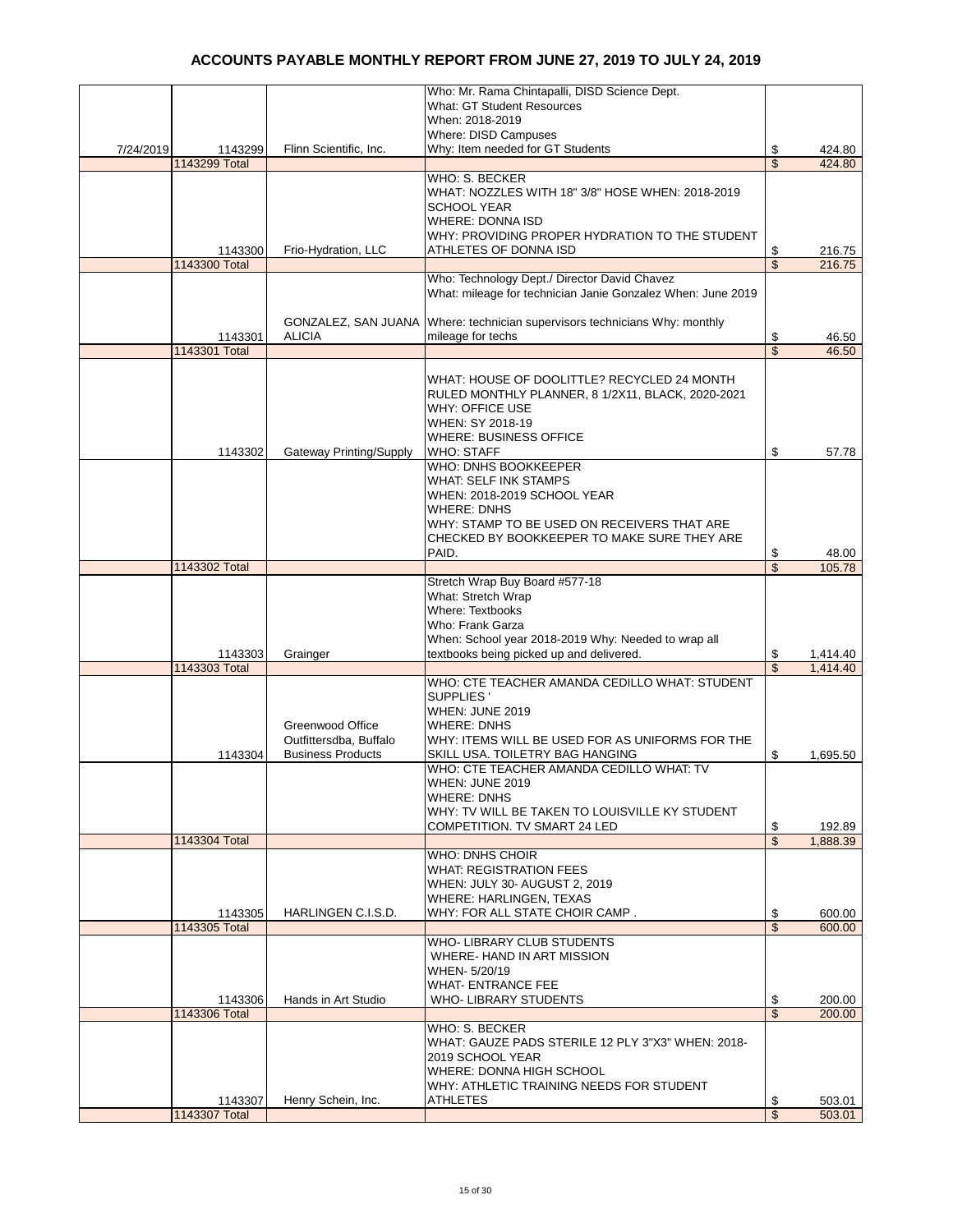# ACCOUNTS PAYABLE MONTHLY REPORT FROM JUNE 27, 2019 TO JULY 24, 2019

| Date | Check No. | Vendor | Description | | Amount |
|---|---|---|---|---|---|
| 7/24/2019 | 1143299 | Flinn Scientific, Inc. | Who: Mr. Rama Chintapalli, DISD Science Dept. What: GT Student Resources When: 2018-2019 Where: DISD Campuses Why: Item needed for GT Students | $ | 424.80 |
| | 1143299 Total | | | $ | 424.80 |
| | 1143300 | Frio-Hydration, LLC | WHO: S. BECKER WHAT: NOZZLES WITH 18" 3/8" HOSE WHEN: 2018-2019 SCHOOL YEAR WHERE: DONNA ISD WHY: PROVIDING PROPER HYDRATION TO THE STUDENT ATHLETES OF DONNA ISD | $ | 216.75 |
| | 1143300 Total | | | $ | 216.75 |
| | 1143301 | GONZALEZ, SAN JUANA ALICIA | Who: Technology Dept./ Director David Chavez What: mileage for technician Janie Gonzalez When: June 2019 Where: technician supervisors technicians Why: monthly mileage for techs | $ | 46.50 |
| | 1143301 Total | | | $ | 46.50 |
| | 1143302 | Gateway Printing/Supply | WHAT: HOUSE OF DOOLITTLE? RECYCLED 24 MONTH RULED MONTHLY PLANNER, 8 1/2X11, BLACK, 2020-2021 WHY: OFFICE USE WHEN: SY 2018-19 WHERE: BUSINESS OFFICE WHO: STAFF | $ | 57.78 |
| | | | WHO: DNHS BOOKKEEPER WHAT: SELF INK STAMPS WHEN: 2018-2019 SCHOOL YEAR WHERE: DNHS WHY: STAMP TO BE USED ON RECEIVERS THAT ARE CHECKED BY BOOKKEEPER TO MAKE SURE THEY ARE PAID. | $ | 48.00 |
| | 1143302 Total | | | $ | 105.78 |
| | 1143303 | Grainger | Stretch Wrap Buy Board #577-18 What: Stretch Wrap Where: Textbooks Who: Frank Garza When: School year 2018-2019 Why: Needed to wrap all textbooks being picked up and delivered. | $ | 1,414.40 |
| | 1143303 Total | | | $ | 1,414.40 |
| | 1143304 | Greenwood Office Outfittersdba, Buffalo Business Products | WHO: CTE TEACHER AMANDA CEDILLO WHAT: STUDENT SUPPLIES ' WHEN: JUNE 2019 WHERE: DNHS WHY: ITEMS WILL BE USED FOR AS UNIFORMS FOR THE SKILL USA. TOILETRY BAG HANGING | $ | 1,695.50 |
| | | | WHO: CTE TEACHER AMANDA CEDILLO WHAT: TV WHEN: JUNE 2019 WHERE: DNHS WHY: TV WILL BE TAKEN TO LOUISVILLE KY STUDENT COMPETITION. TV SMART 24 LED | $ | 192.89 |
| | 1143304 Total | | | $ | 1,888.39 |
| | 1143305 | HARLINGEN C.I.S.D. | WHO: DNHS CHOIR WHAT: REGISTRATION FEES WHEN: JULY 30- AUGUST 2, 2019 WHERE: HARLINGEN, TEXAS WHY: FOR ALL STATE CHOIR CAMP . | $ | 600.00 |
| | 1143305 Total | | | $ | 600.00 |
| | 1143306 | Hands in Art Studio | WHO- LIBRARY CLUB STUDENTS WHERE- HAND IN ART MISSION WHEN- 5/20/19 WHAT- ENTRANCE FEE WHO- LIBRARY STUDENTS | $ | 200.00 |
| | 1143306 Total | | | $ | 200.00 |
| | 1143307 | Henry Schein, Inc. | WHO: S. BECKER WHAT: GAUZE PADS STERILE 12 PLY 3"X3" WHEN: 2018-2019 SCHOOL YEAR WHERE: DONNA HIGH SCHOOL WHY: ATHLETIC TRAINING NEEDS FOR STUDENT ATHLETES | $ | 503.01 |
| | 1143307 Total | | | $ | 503.01 |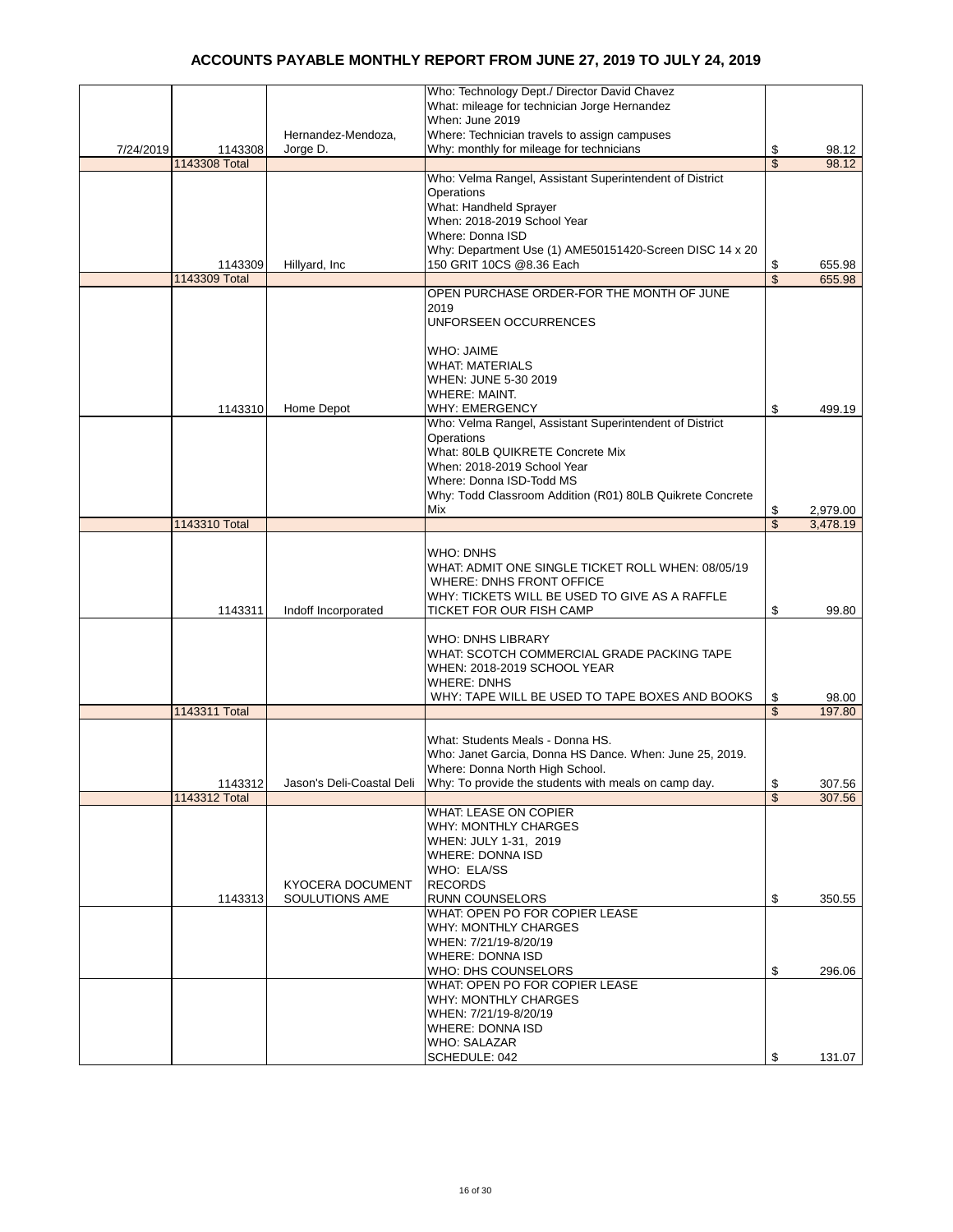# ACCOUNTS PAYABLE MONTHLY REPORT FROM JUNE 27, 2019 TO JULY 24, 2019

| | | | | |
|---|---|---|---|---|
| 7/24/2019 | 1143308 | Hernandez-Mendoza, Jorge D. | Who: Technology Dept./ Director David Chavez<br>What: mileage for technician Jorge Hernandez<br>When: June 2019<br>Where: Technician travels to assign campuses<br>Why: monthly for mileage for technicians | $ 98.12 |
| | 1143308 Total | | | $ 98.12 |
| | 1143309 | Hillyard, Inc | Who: Velma Rangel, Assistant Superintendent of District Operations<br>What: Handheld Sprayer<br>When: 2018-2019 School Year<br>Where: Donna ISD<br>Why: Department Use (1) AME50151420-Screen DISC 14 x 20 150 GRIT 10CS @8.36 Each | $ 655.98 |
| | 1143309 Total | | | $ 655.98 |
| | 1143310 | Home Depot | OPEN PURCHASE ORDER-FOR THE MONTH OF JUNE 2019<br>UNFORSEEN OCCURRENCES<br><br>WHO: JAIME<br>WHAT: MATERIALS<br>WHEN: JUNE 5-30 2019<br>WHERE: MAINT.<br>WHY: EMERGENCY | $ 499.19 |
| | | | Who: Velma Rangel, Assistant Superintendent of District Operations<br>What: 80LB QUIKRETE Concrete Mix<br>When: 2018-2019 School Year<br>Where: Donna ISD-Todd MS<br>Why: Todd Classroom Addition (R01) 80LB Quikrete Concrete Mix | $ 2,979.00 |
| | 1143310 Total | | | $ 3,478.19 |
| | 1143311 | Indoff Incorporated | WHO: DNHS<br>WHAT: ADMIT ONE SINGLE TICKET ROLL WHEN: 08/05/19<br>WHERE: DNHS FRONT OFFICE<br>WHY: TICKETS WILL BE USED TO GIVE AS A RAFFLE TICKET FOR OUR FISH CAMP | $ 99.80 |
| | | | WHO: DNHS LIBRARY<br>WHAT: SCOTCH COMMERCIAL GRADE PACKING TAPE<br>WHEN: 2018-2019 SCHOOL YEAR<br>WHERE: DNHS<br>WHY: TAPE WILL BE USED TO TAPE BOXES AND BOOKS | $ 98.00 |
| | 1143311 Total | | | $ 197.80 |
| | 1143312 | Jason's Deli-Coastal Deli | What: Students Meals - Donna HS.<br>Who: Janet Garcia, Donna HS Dance. When: June 25, 2019.<br>Where: Donna North High School.<br>Why: To provide the students with meals on camp day. | $ 307.56 |
| | 1143312 Total | | | $ 307.56 |
| | 1143313 | KYOCERA DOCUMENT SOULUTIONS AME | WHAT: LEASE ON COPIER<br>WHY: MONTHLY CHARGES<br>WHEN: JULY 1-31, 2019<br>WHERE: DONNA ISD<br>WHO: ELA/SS<br>RECORDS<br>RUNN COUNSELORS | $ 350.55 |
| | | | WHAT: OPEN PO FOR COPIER LEASE<br>WHY: MONTHLY CHARGES<br>WHEN: 7/21/19-8/20/19<br>WHERE: DONNA ISD<br>WHO: DHS COUNSELORS | $ 296.06 |
| | | | WHAT: OPEN PO FOR COPIER LEASE<br>WHY: MONTHLY CHARGES<br>WHEN: 7/21/19-8/20/19<br>WHERE: DONNA ISD<br>WHO: SALAZAR<br>SCHEDULE: 042 | $ 131.07 |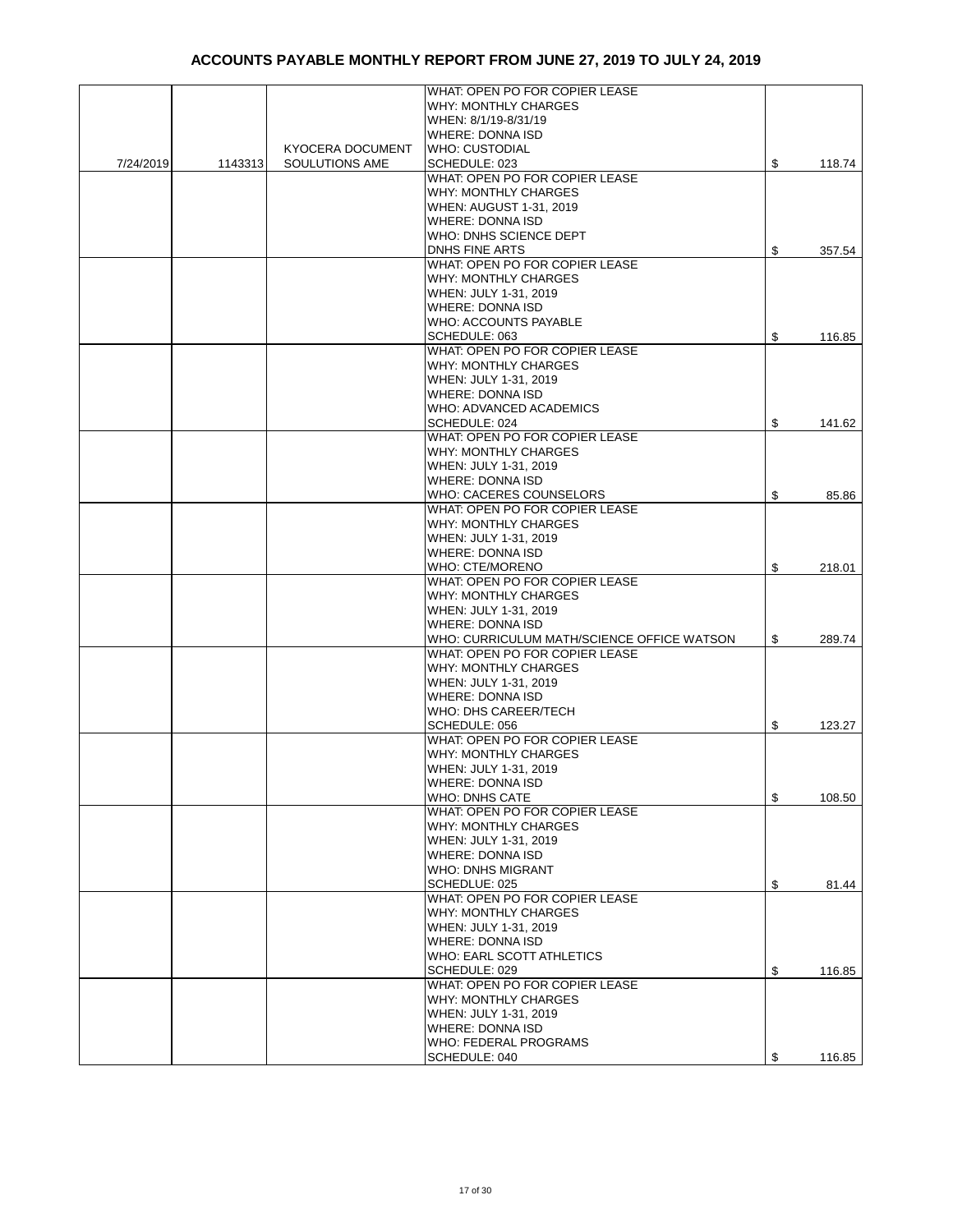# ACCOUNTS PAYABLE MONTHLY REPORT FROM JUNE 27, 2019 TO JULY 24, 2019

| | | | | |
|---|---|---|---|---|
| 7/24/2019 | 1143313 | KYOCERA DOCUMENT SOULUTIONS AME | WHAT: OPEN PO FOR COPIER LEASE<br>WHY: MONTHLY CHARGES<br>WHEN: 8/1/19-8/31/19<br>WHERE: DONNA ISD<br>WHO: CUSTODIAL<br>SCHEDULE: 023 | $ 118.74 |
| | | | WHAT: OPEN PO FOR COPIER LEASE<br>WHY: MONTHLY CHARGES<br>WHEN: AUGUST 1-31, 2019<br>WHERE: DONNA ISD<br>WHO: DNHS SCIENCE DEPT<br>DNHS FINE ARTS | $ 357.54 |
| | | | WHAT: OPEN PO FOR COPIER LEASE<br>WHY: MONTHLY CHARGES<br>WHEN: JULY 1-31, 2019<br>WHERE: DONNA ISD<br>WHO: ACCOUNTS PAYABLE<br>SCHEDULE: 063 | $ 116.85 |
| | | | WHAT: OPEN PO FOR COPIER LEASE<br>WHY: MONTHLY CHARGES<br>WHEN: JULY 1-31, 2019<br>WHERE: DONNA ISD<br>WHO: ADVANCED ACADEMICS<br>SCHEDULE: 024 | $ 141.62 |
| | | | WHAT: OPEN PO FOR COPIER LEASE<br>WHY: MONTHLY CHARGES<br>WHEN: JULY 1-31, 2019<br>WHERE: DONNA ISD<br>WHO: CACERES COUNSELORS | $ 85.86 |
| | | | WHAT: OPEN PO FOR COPIER LEASE<br>WHY: MONTHLY CHARGES<br>WHEN: JULY 1-31, 2019<br>WHERE: DONNA ISD<br>WHO: CTE/MORENO | $ 218.01 |
| | | | WHAT: OPEN PO FOR COPIER LEASE<br>WHY: MONTHLY CHARGES<br>WHEN: JULY 1-31, 2019<br>WHERE: DONNA ISD<br>WHO: CURRICULUM MATH/SCIENCE OFFICE WATSON | $ 289.74 |
| | | | WHAT: OPEN PO FOR COPIER LEASE<br>WHY: MONTHLY CHARGES<br>WHEN: JULY 1-31, 2019<br>WHERE: DONNA ISD<br>WHO: DHS CAREER/TECH<br>SCHEDULE: 056 | $ 123.27 |
| | | | WHAT: OPEN PO FOR COPIER LEASE<br>WHY: MONTHLY CHARGES<br>WHEN: JULY 1-31, 2019<br>WHERE: DONNA ISD<br>WHO: DNHS CATE | $ 108.50 |
| | | | WHAT: OPEN PO FOR COPIER LEASE<br>WHY: MONTHLY CHARGES<br>WHEN: JULY 1-31, 2019<br>WHERE: DONNA ISD<br>WHO: DNHS MIGRANT<br>SCHEDLUE: 025 | $ 81.44 |
| | | | WHAT: OPEN PO FOR COPIER LEASE<br>WHY: MONTHLY CHARGES<br>WHEN: JULY 1-31, 2019<br>WHERE: DONNA ISD<br>WHO: EARL SCOTT ATHLETICS<br>SCHEDULE: 029 | $ 116.85 |
| | | | WHAT: OPEN PO FOR COPIER LEASE<br>WHY: MONTHLY CHARGES<br>WHEN: JULY 1-31, 2019<br>WHERE: DONNA ISD<br>WHO: FEDERAL PROGRAMS<br>SCHEDULE: 040 | $ 116.85 |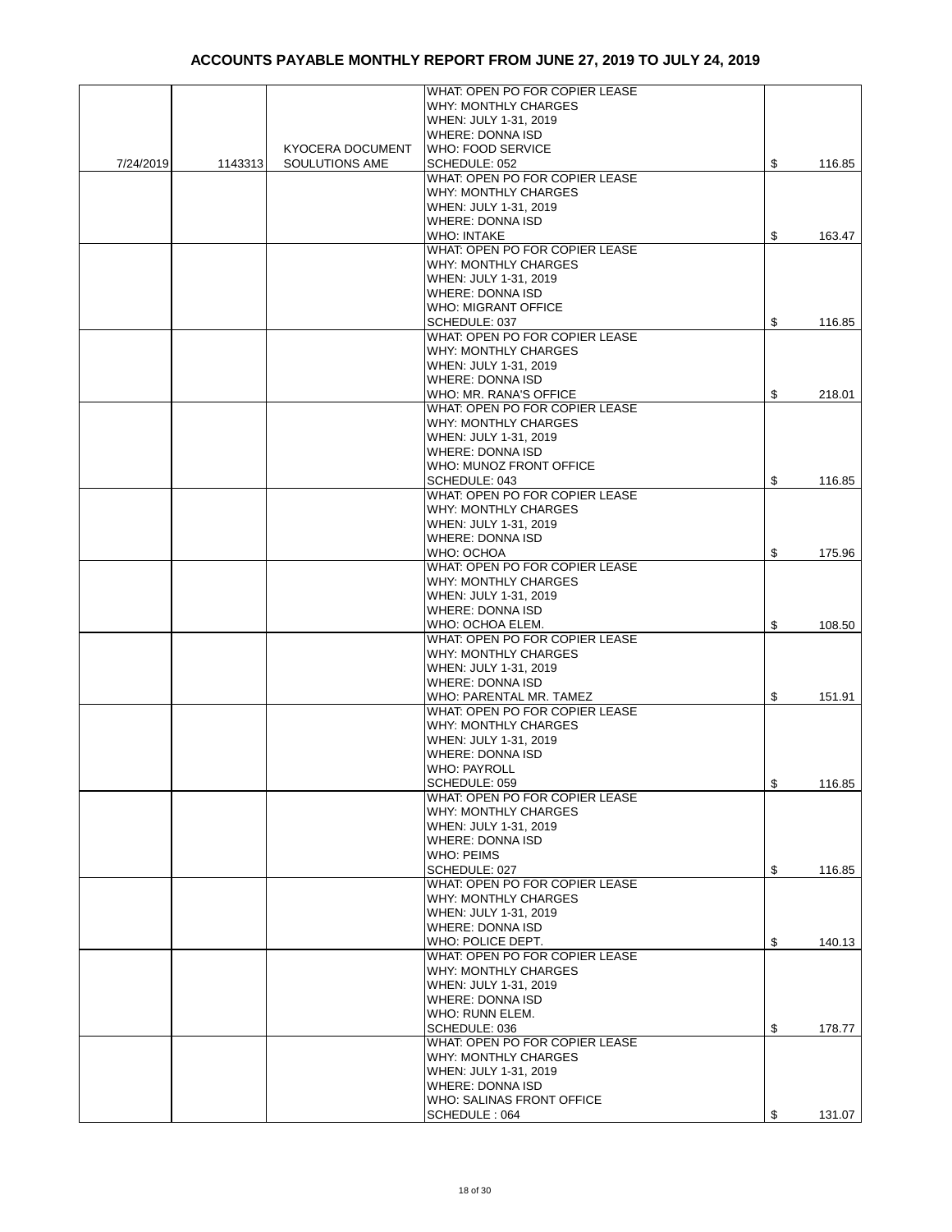# ACCOUNTS PAYABLE MONTHLY REPORT FROM JUNE 27, 2019 TO JULY 24, 2019

| | | | | |
|---|---|---|---|---|
| 7/24/2019 | 1143313 | KYOCERA DOCUMENT SOULUTIONS AME | WHAT: OPEN PO FOR COPIER LEASE<br>WHY: MONTHLY CHARGES<br>WHEN: JULY 1-31, 2019<br>WHERE: DONNA ISD<br>WHO: FOOD SERVICE<br>SCHEDULE: 052 | $ 116.85 |
| | | | WHAT: OPEN PO FOR COPIER LEASE<br>WHY: MONTHLY CHARGES<br>WHEN: JULY 1-31, 2019<br>WHERE: DONNA ISD<br>WHO: INTAKE | $ 163.47 |
| | | | WHAT: OPEN PO FOR COPIER LEASE<br>WHY: MONTHLY CHARGES<br>WHEN: JULY 1-31, 2019<br>WHERE: DONNA ISD<br>WHO: MIGRANT OFFICE<br>SCHEDULE: 037 | $ 116.85 |
| | | | WHAT: OPEN PO FOR COPIER LEASE<br>WHY: MONTHLY CHARGES<br>WHEN: JULY 1-31, 2019<br>WHERE: DONNA ISD<br>WHO: MR. RANA'S OFFICE | $ 218.01 |
| | | | WHAT: OPEN PO FOR COPIER LEASE<br>WHY: MONTHLY CHARGES<br>WHEN: JULY 1-31, 2019<br>WHERE: DONNA ISD<br>WHO: MUNOZ FRONT OFFICE<br>SCHEDULE: 043 | $ 116.85 |
| | | | WHAT: OPEN PO FOR COPIER LEASE<br>WHY: MONTHLY CHARGES<br>WHEN: JULY 1-31, 2019<br>WHERE: DONNA ISD<br>WHO: OCHOA | $ 175.96 |
| | | | WHAT: OPEN PO FOR COPIER LEASE<br>WHY: MONTHLY CHARGES<br>WHEN: JULY 1-31, 2019<br>WHERE: DONNA ISD<br>WHO: OCHOA ELEM. | $ 108.50 |
| | | | WHAT: OPEN PO FOR COPIER LEASE<br>WHY: MONTHLY CHARGES<br>WHEN: JULY 1-31, 2019<br>WHERE: DONNA ISD<br>WHO: PARENTAL MR. TAMEZ | $ 151.91 |
| | | | WHAT: OPEN PO FOR COPIER LEASE<br>WHY: MONTHLY CHARGES<br>WHEN: JULY 1-31, 2019<br>WHERE: DONNA ISD<br>WHO: PAYROLL<br>SCHEDULE: 059 | $ 116.85 |
| | | | WHAT: OPEN PO FOR COPIER LEASE<br>WHY: MONTHLY CHARGES<br>WHEN: JULY 1-31, 2019<br>WHERE: DONNA ISD<br>WHO: PEIMS<br>SCHEDULE: 027 | $ 116.85 |
| | | | WHAT: OPEN PO FOR COPIER LEASE<br>WHY: MONTHLY CHARGES<br>WHEN: JULY 1-31, 2019<br>WHERE: DONNA ISD<br>WHO: POLICE DEPT. | $ 140.13 |
| | | | WHAT: OPEN PO FOR COPIER LEASE<br>WHY: MONTHLY CHARGES<br>WHEN: JULY 1-31, 2019<br>WHERE: DONNA ISD<br>WHO: RUNN ELEM.<br>SCHEDULE: 036 | $ 178.77 |
| | | | WHAT: OPEN PO FOR COPIER LEASE<br>WHY: MONTHLY CHARGES<br>WHEN: JULY 1-31, 2019<br>WHERE: DONNA ISD<br>WHO: SALINAS FRONT OFFICE<br>SCHEDULE : 064 | $ 131.07 |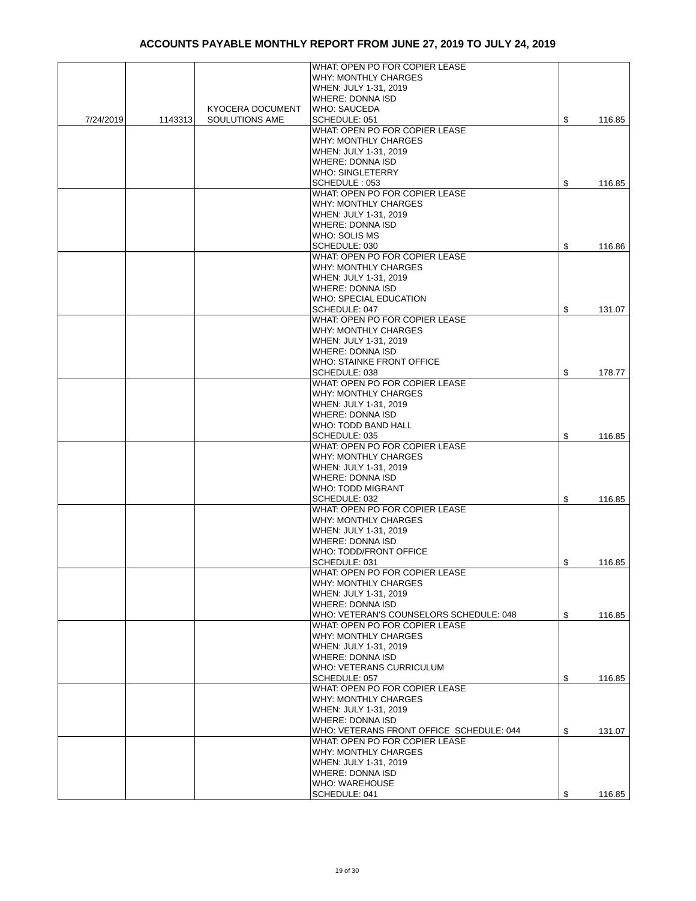# ACCOUNTS PAYABLE MONTHLY REPORT FROM JUNE 27, 2019 TO JULY 24, 2019

| | | | | |
|---|---|---|---|---|
| 7/24/2019 | 1143313 | KYOCERA DOCUMENT SOULUTIONS AME | WHAT: OPEN PO FOR COPIER LEASE<br>WHY: MONTHLY CHARGES<br>WHEN: JULY 1-31, 2019<br>WHERE: DONNA ISD<br>WHO: SAUCEDA<br>SCHEDULE: 051 | $ 116.85 |
| | | | WHAT: OPEN PO FOR COPIER LEASE<br>WHY: MONTHLY CHARGES<br>WHEN: JULY 1-31, 2019<br>WHERE: DONNA ISD<br>WHO: SINGLETERRY<br>SCHEDULE : 053 | $ 116.85 |
| | | | WHAT: OPEN PO FOR COPIER LEASE<br>WHY: MONTHLY CHARGES<br>WHEN: JULY 1-31, 2019<br>WHERE: DONNA ISD<br>WHO: SOLIS MS<br>SCHEDULE: 030 | $ 116.86 |
| | | | WHAT: OPEN PO FOR COPIER LEASE<br>WHY: MONTHLY CHARGES<br>WHEN: JULY 1-31, 2019<br>WHERE: DONNA ISD<br>WHO: SPECIAL EDUCATION<br>SCHEDULE: 047 | $ 131.07 |
| | | | WHAT: OPEN PO FOR COPIER LEASE<br>WHY: MONTHLY CHARGES<br>WHEN: JULY 1-31, 2019<br>WHERE: DONNA ISD<br>WHO: STAINKE FRONT OFFICE<br>SCHEDULE: 038 | $ 178.77 |
| | | | WHAT: OPEN PO FOR COPIER LEASE<br>WHY: MONTHLY CHARGES<br>WHEN: JULY 1-31, 2019<br>WHERE: DONNA ISD<br>WHO: TODD BAND HALL<br>SCHEDULE: 035 | $ 116.85 |
| | | | WHAT: OPEN PO FOR COPIER LEASE<br>WHY: MONTHLY CHARGES<br>WHEN: JULY 1-31, 2019<br>WHERE: DONNA ISD<br>WHO: TODD MIGRANT<br>SCHEDULE: 032 | $ 116.85 |
| | | | WHAT: OPEN PO FOR COPIER LEASE<br>WHY: MONTHLY CHARGES<br>WHEN: JULY 1-31, 2019<br>WHERE: DONNA ISD<br>WHO: TODD/FRONT OFFICE<br>SCHEDULE: 031 | $ 116.85 |
| | | | WHAT: OPEN PO FOR COPIER LEASE<br>WHY: MONTHLY CHARGES<br>WHEN: JULY 1-31, 2019<br>WHERE: DONNA ISD<br>WHO: VETERAN'S COUNSELORS SCHEDULE: 048 | $ 116.85 |
| | | | WHAT: OPEN PO FOR COPIER LEASE<br>WHY: MONTHLY CHARGES<br>WHEN: JULY 1-31, 2019<br>WHERE: DONNA ISD<br>WHO: VETERANS CURRICULUM<br>SCHEDULE: 057 | $ 116.85 |
| | | | WHAT: OPEN PO FOR COPIER LEASE<br>WHY: MONTHLY CHARGES<br>WHEN: JULY 1-31, 2019<br>WHERE: DONNA ISD<br>WHO: VETERANS FRONT OFFICE SCHEDULE: 044 | $ 131.07 |
| | | | WHAT: OPEN PO FOR COPIER LEASE<br>WHY: MONTHLY CHARGES<br>WHEN: JULY 1-31, 2019<br>WHERE: DONNA ISD<br>WHO: WAREHOUSE<br>SCHEDULE: 041 | $ 116.85 |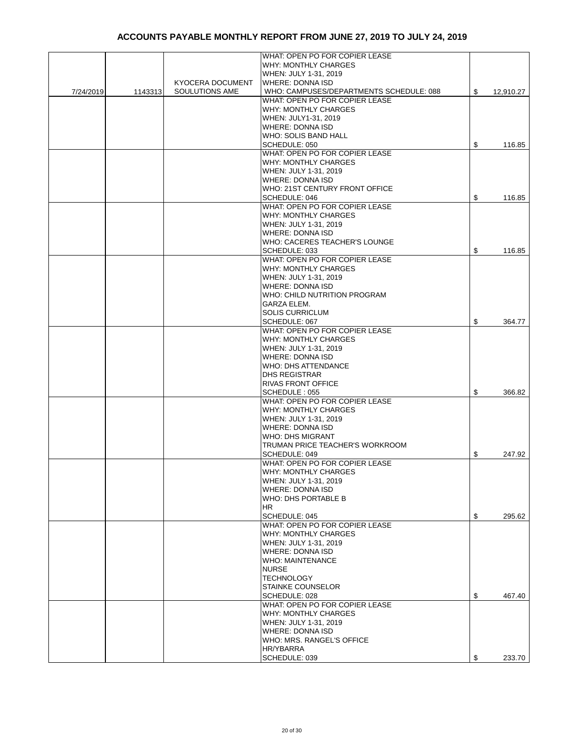# ACCOUNTS PAYABLE MONTHLY REPORT FROM JUNE 27, 2019 TO JULY 24, 2019

| | | | | |
|---|---|---|---|---|
| 7/24/2019 | 1143313 | KYOCERA DOCUMENT SOULUTIONS AME | WHAT: OPEN PO FOR COPIER LEASE<br>WHY: MONTHLY CHARGES<br>WHEN: JULY 1-31, 2019<br>WHERE: DONNA ISD<br>WHO: CAMPUSES/DEPARTMENTS SCHEDULE: 088 | $ 12,910.27 |
| | | | WHAT: OPEN PO FOR COPIER LEASE<br>WHY: MONTHLY CHARGES<br>WHEN: JULY1-31, 2019<br>WHERE: DONNA ISD<br>WHO: SOLIS BAND HALL<br>SCHEDULE: 050 | $ 116.85 |
| | | | WHAT: OPEN PO FOR COPIER LEASE<br>WHY: MONTHLY CHARGES<br>WHEN: JULY 1-31, 2019<br>WHERE: DONNA ISD<br>WHO: 21ST CENTURY FRONT OFFICE<br>SCHEDULE: 046 | $ 116.85 |
| | | | WHAT: OPEN PO FOR COPIER LEASE<br>WHY: MONTHLY CHARGES<br>WHEN: JULY 1-31, 2019<br>WHERE: DONNA ISD<br>WHO: CACERES TEACHER'S LOUNGE<br>SCHEDULE: 033 | $ 116.85 |
| | | | WHAT: OPEN PO FOR COPIER LEASE<br>WHY: MONTHLY CHARGES<br>WHEN: JULY 1-31, 2019<br>WHERE: DONNA ISD<br>WHO: CHILD NUTRITION PROGRAM<br>GARZA ELEM.<br>SOLIS CURRICLUM<br>SCHEDULE: 067 | $ 364.77 |
| | | | WHAT: OPEN PO FOR COPIER LEASE<br>WHY: MONTHLY CHARGES<br>WHEN: JULY 1-31, 2019<br>WHERE: DONNA ISD<br>WHO: DHS ATTENDANCE<br>DHS REGISTRAR<br>RIVAS FRONT OFFICE<br>SCHEDULE : 055 | $ 366.82 |
| | | | WHAT: OPEN PO FOR COPIER LEASE<br>WHY: MONTHLY CHARGES<br>WHEN: JULY 1-31, 2019<br>WHERE: DONNA ISD<br>WHO: DHS MIGRANT<br>TRUMAN PRICE TEACHER'S WORKROOM<br>SCHEDULE: 049 | $ 247.92 |
| | | | WHAT: OPEN PO FOR COPIER LEASE<br>WHY: MONTHLY CHARGES<br>WHEN: JULY 1-31, 2019<br>WHERE: DONNA ISD<br>WHO: DHS PORTABLE B<br>HR<br>SCHEDULE: 045 | $ 295.62 |
| | | | WHAT: OPEN PO FOR COPIER LEASE<br>WHY: MONTHLY CHARGES<br>WHEN: JULY 1-31, 2019<br>WHERE: DONNA ISD<br>WHO: MAINTENANCE<br>NURSE<br>TECHNOLOGY<br>STAINKE COUNSELOR<br>SCHEDULE: 028 | $ 467.40 |
| | | | WHAT: OPEN PO FOR COPIER LEASE<br>WHY: MONTHLY CHARGES<br>WHEN: JULY 1-31, 2019<br>WHERE: DONNA ISD<br>WHO: MRS. RANGEL'S OFFICE<br>HR/YBARRA<br>SCHEDULE: 039 | $ 233.70 |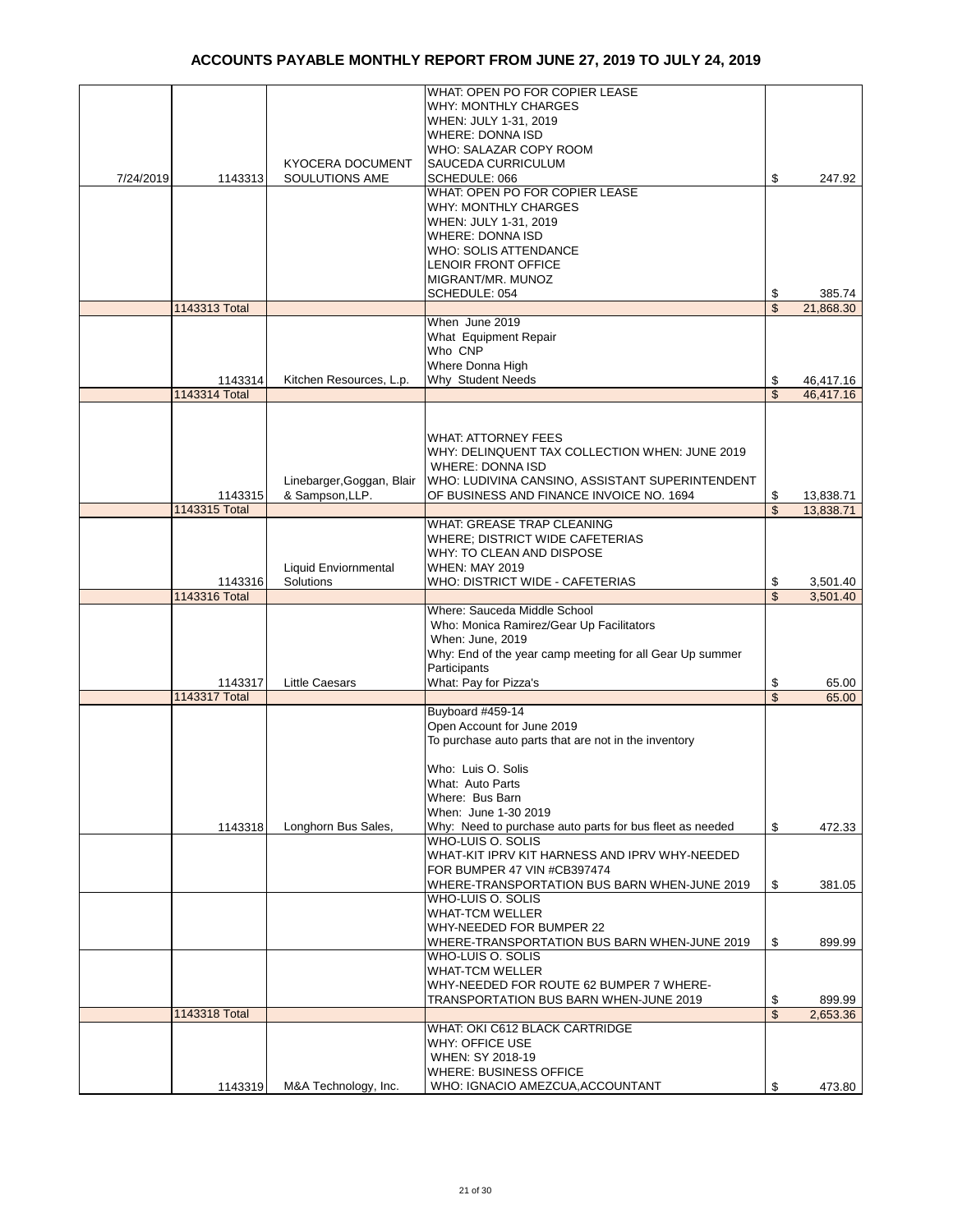# ACCOUNTS PAYABLE MONTHLY REPORT FROM JUNE 27, 2019 TO JULY 24, 2019

| | | | | |
|---|---|---|---|---|
| 7/24/2019 | 1143313 | KYOCERA DOCUMENT SOULUTIONS AME | WHAT: OPEN PO FOR COPIER LEASE<br>WHY: MONTHLY CHARGES<br>WHEN: JULY 1-31, 2019<br>WHERE: DONNA ISD<br>WHO: SALAZAR COPY ROOM<br>SAUCEDA CURRICULUM<br>SCHEDULE: 066 | $ 247.92 |
| | | | WHAT: OPEN PO FOR COPIER LEASE<br>WHY: MONTHLY CHARGES<br>WHEN: JULY 1-31, 2019<br>WHERE: DONNA ISD<br>WHO: SOLIS ATTENDANCE<br>LENOIR FRONT OFFICE<br>MIGRANT/MR. MUNOZ<br>SCHEDULE: 054 | $ 385.74 |
| | 1143313 Total | | | $ 21,868.30 |
| | 1143314 | Kitchen Resources, L.p. | When June 2019<br>What Equipment Repair<br>Who CNP<br>Where Donna High<br>Why Student Needs | $ 46,417.16 |
| | 1143314 Total | | | $ 46,417.16 |
| | 1143315 | Linebarger,Goggan, Blair & Sampson,LLP. | WHAT: ATTORNEY FEES<br>WHY: DELINQUENT TAX COLLECTION WHEN: JUNE 2019<br>WHERE: DONNA ISD<br>WHO: LUDIVINA CANSINO, ASSISTANT SUPERINTENDENT OF BUSINESS AND FINANCE INVOICE NO. 1694 | $ 13,838.71 |
| | 1143315 Total | | | $ 13,838.71 |
| | 1143316 | Liquid Enviornmental Solutions | WHAT: GREASE TRAP CLEANING<br>WHERE; DISTRICT WIDE CAFETERIAS<br>WHY: TO CLEAN AND DISPOSE<br>WHEN: MAY 2019<br>WHO: DISTRICT WIDE - CAFETERIAS | $ 3,501.40 |
| | 1143316 Total | | | $ 3,501.40 |
| | 1143317 | Little Caesars | Where: Sauceda Middle School<br>Who: Monica Ramirez/Gear Up Facilitators<br>When: June, 2019<br>Why: End of the year camp meeting for all Gear Up summer Participants<br>What: Pay for Pizza's | $ 65.00 |
| | 1143317 Total | | | $ 65.00 |
| | 1143318 | Longhorn Bus Sales, | Buyboard #459-14<br>Open Account for June 2019<br>To purchase auto parts that are not in the inventory<br><br>Who: Luis O. Solis<br>What: Auto Parts<br>Where: Bus Barn<br>When: June 1-30 2019<br>Why: Need to purchase auto parts for bus fleet as needed | $ 472.33 |
| | | | WHO-LUIS O. SOLIS<br>WHAT-KIT IPRV KIT HARNESS AND IPRV WHY-NEEDED FOR BUMPER 47 VIN #CB397474<br>WHERE-TRANSPORTATION BUS BARN WHEN-JUNE 2019 | $ 381.05 |
| | | | WHO-LUIS O. SOLIS<br>WHAT-TCM WELLER<br>WHY-NEEDED FOR BUMPER 22<br>WHERE-TRANSPORTATION BUS BARN WHEN-JUNE 2019 | $ 899.99 |
| | | | WHO-LUIS O. SOLIS<br>WHAT-TCM WELLER<br>WHY-NEEDED FOR ROUTE 62 BUMPER 7 WHERE-TRANSPORTATION BUS BARN WHEN-JUNE 2019 | $ 899.99 |
| | 1143318 Total | | | $ 2,653.36 |
| | 1143319 | M&A Technology, Inc. | WHAT: OKI C612 BLACK CARTRIDGE<br>WHY: OFFICE USE<br>WHEN: SY 2018-19<br>WHERE: BUSINESS OFFICE<br>WHO: IGNACIO AMEZCUA,ACCOUNTANT | $ 473.80 |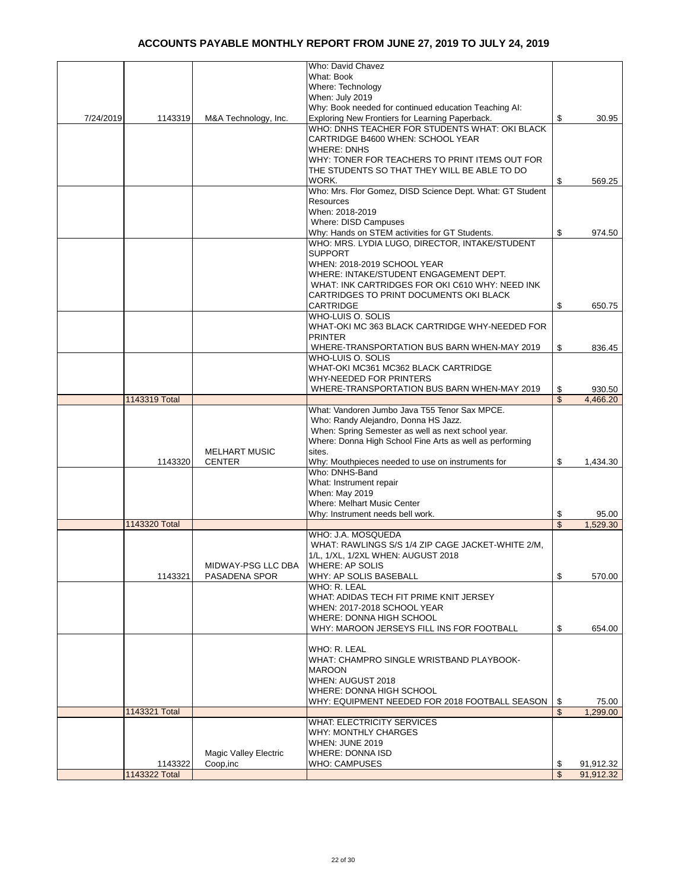# ACCOUNTS PAYABLE MONTHLY REPORT FROM JUNE 27, 2019 TO JULY 24, 2019

| | | | | |
|---|---|---|---|---|
| 7/24/2019 | 1143319 | M&A Technology, Inc. | Who: David Chavez What: Book Where: Technology When: July 2019 Why: Book needed for continued education Teaching AI: Exploring New Frontiers for Learning Paperback. | $ 30.95 |
| | | | WHO: DNHS TEACHER FOR STUDENTS WHAT: OKI BLACK CARTRIDGE B4600 WHEN: SCHOOL YEAR WHERE: DNHS WHY: TONER FOR TEACHERS TO PRINT ITEMS OUT FOR THE STUDENTS SO THAT THEY WILL BE ABLE TO DO WORK. | $ 569.25 |
| | | | Who: Mrs. Flor Gomez, DISD Science Dept. What: GT Student Resources When: 2018-2019 Where: DISD Campuses Why: Hands on STEM activities for GT Students. | $ 974.50 |
| | | | WHO: MRS. LYDIA LUGO, DIRECTOR, INTAKE/STUDENT SUPPORT WHEN: 2018-2019 SCHOOL YEAR WHERE: INTAKE/STUDENT ENGAGEMENT DEPT. WHAT: INK CARTRIDGES FOR OKI C610 WHY: NEED INK CARTRIDGES TO PRINT DOCUMENTS OKI BLACK CARTRIDGE | $ 650.75 |
| | | | WHO-LUIS O. SOLIS WHAT-OKI MC 363 BLACK CARTRIDGE WHY-NEEDED FOR PRINTER WHERE-TRANSPORTATION BUS BARN WHEN-MAY 2019 | $ 836.45 |
| | | | WHO-LUIS O. SOLIS WHAT-OKI MC361 MC362 BLACK CARTRIDGE WHY-NEEDED FOR PRINTERS WHERE-TRANSPORTATION BUS BARN WHEN-MAY 2019 | $ 930.50 |
| | 1143319 Total | | | $ 4,466.20 |
| | 1143320 | MELHART MUSIC CENTER | What: Vandoren Jumbo Java T55 Tenor Sax MPCE. Who: Randy Alejandro, Donna HS Jazz. When: Spring Semester as well as next school year. Where: Donna High School Fine Arts as well as performing sites. Why: Mouthpieces needed to use on instruments for | $ 1,434.30 |
| | | | Who: DNHS-Band What: Instrument repair When: May 2019 Where: Melhart Music Center Why: Instrument needs bell work. | $ 95.00 |
| | 1143320 Total | | | $ 1,529.30 |
| | 1143321 | MIDWAY-PSG LLC DBA PASADENA SPOR | WHO: J.A. MOSQUEDA WHAT: RAWLINGS S/S 1/4 ZIP CAGE JACKET-WHITE 2/M, 1/L, 1/XL, 1/2XL WHEN: AUGUST 2018 WHERE: AP SOLIS WHY: AP SOLIS BASEBALL | $ 570.00 |
| | | | WHO: R. LEAL WHAT: ADIDAS TECH FIT PRIME KNIT JERSEY WHEN: 2017-2018 SCHOOL YEAR WHERE: DONNA HIGH SCHOOL WHY: MAROON JERSEYS FILL INS FOR FOOTBALL | $ 654.00 |
| | | | WHO: R. LEAL WHAT: CHAMPRO SINGLE WRISTBAND PLAYBOOK-MAROON WHEN: AUGUST 2018 WHERE: DONNA HIGH SCHOOL WHY: EQUIPMENT NEEDED FOR 2018 FOOTBALL SEASON | $ 75.00 |
| | 1143321 Total | | | $ 1,299.00 |
| | 1143322 | Magic Valley Electric Coop,inc | WHAT: ELECTRICITY SERVICES WHY: MONTHLY CHARGES WHEN: JUNE 2019 WHERE: DONNA ISD WHO: CAMPUSES | $ 91,912.32 |
| | 1143322 Total | | | $ 91,912.32 |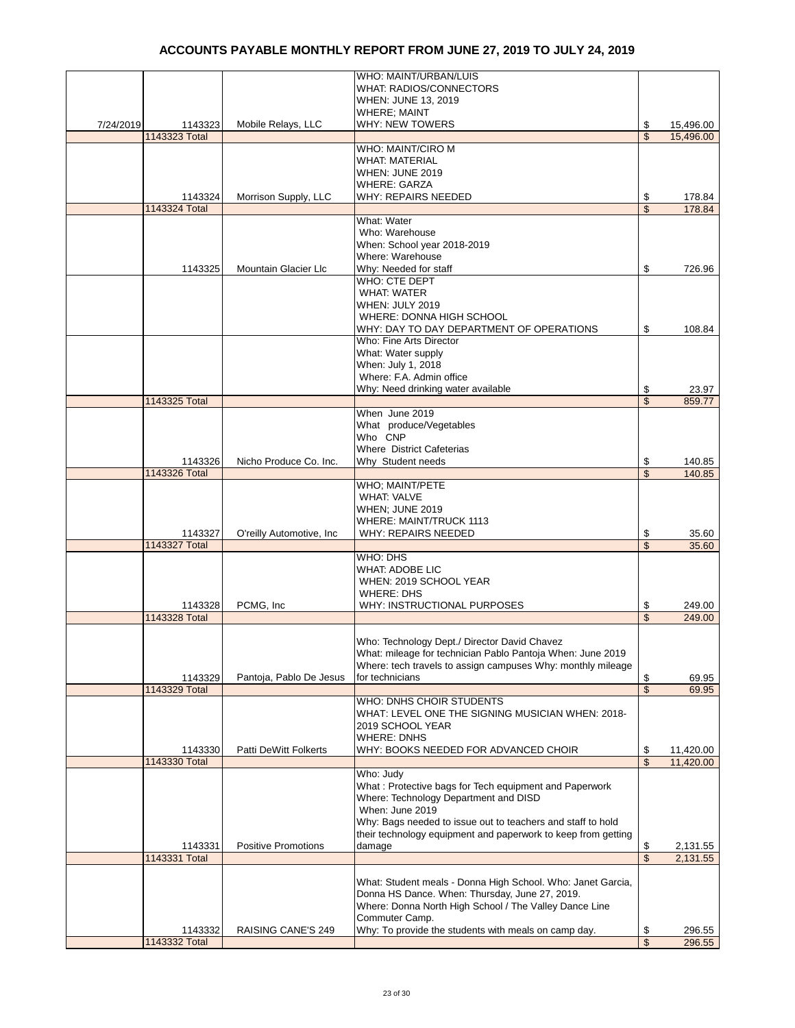# ACCOUNTS PAYABLE MONTHLY REPORT FROM JUNE 27, 2019 TO JULY 24, 2019

| Date | Check # | Vendor | Description | Amount |
|---|---|---|---|---|
| 7/24/2019 | 1143323 | Mobile Relays, LLC | WHO: MAINT/URBAN/LUIS<br>WHAT: RADIOS/CONNECTORS<br>WHEN: JUNE 13, 2019<br>WHERE; MAINT<br>WHY: NEW TOWERS | $ 15,496.00 |
| | 1143323 Total | | | $ 15,496.00 |
| | 1143324 | Morrison Supply, LLC | WHO: MAINT/CIRO M<br>WHAT: MATERIAL<br>WHEN: JUNE 2019<br>WHERE: GARZA<br>WHY: REPAIRS NEEDED | $ 178.84 |
| | 1143324 Total | | | $ 178.84 |
| | 1143325 | Mountain Glacier Llc | What: Water<br>Who: Warehouse<br>When: School year 2018-2019<br>Where: Warehouse<br>Why: Needed for staff | $ 726.96 |
| | | | WHO: CTE DEPT<br>WHAT: WATER<br>WHEN: JULY 2019<br>WHERE: DONNA HIGH SCHOOL<br>WHY: DAY TO DAY DEPARTMENT OF OPERATIONS | $ 108.84 |
| | | | Who: Fine Arts Director<br>What: Water supply<br>When: July 1, 2018<br>Where: F.A. Admin office<br>Why: Need drinking water available | $ 23.97 |
| | 1143325 Total | | | $ 859.77 |
| | 1143326 | Nicho Produce Co. Inc. | When June 2019<br>What produce/Vegetables<br>Who CNP<br>Where District Cafeterias<br>Why Student needs | $ 140.85 |
| | 1143326 Total | | | $ 140.85 |
| | 1143327 | O'reilly Automotive, Inc | WHO; MAINT/PETE<br>WHAT: VALVE<br>WHEN; JUNE 2019<br>WHERE: MAINT/TRUCK 1113<br>WHY: REPAIRS NEEDED | $ 35.60 |
| | 1143327 Total | | | $ 35.60 |
| | 1143328 | PCMG, Inc | WHO: DHS<br>WHAT: ADOBE LIC<br>WHEN: 2019 SCHOOL YEAR<br>WHERE: DHS<br>WHY: INSTRUCTIONAL PURPOSES | $ 249.00 |
| | 1143328 Total | | | $ 249.00 |
| | 1143329 | Pantoja, Pablo De Jesus | Who: Technology Dept./ Director David Chavez<br>What: mileage for technician Pablo Pantoja When: June 2019<br>Where: tech travels to assign campuses Why: monthly mileage for technicians | $ 69.95 |
| | 1143329 Total | | | $ 69.95 |
| | 1143330 | Patti DeWitt Folkerts | WHO: DNHS CHOIR STUDENTS<br>WHAT: LEVEL ONE THE SIGNING MUSICIAN WHEN: 2018-2019 SCHOOL YEAR<br>WHERE: DNHS<br>WHY: BOOKS NEEDED FOR ADVANCED CHOIR | $ 11,420.00 |
| | 1143330 Total | | | $ 11,420.00 |
| | 1143331 | Positive Promotions | Who: Judy<br>What : Protective bags for Tech equipment and Paperwork<br>Where: Technology Department and DISD<br>When: June 2019<br>Why: Bags needed to issue out to teachers and staff to hold their technology equipment and paperwork to keep from getting damage | $ 2,131.55 |
| | 1143331 Total | | | $ 2,131.55 |
| | 1143332 | RAISING CANE'S 249 | What: Student meals - Donna High School. Who: Janet Garcia, Donna HS Dance. When: Thursday, June 27, 2019.<br>Where: Donna North High School / The Valley Dance Line Commuter Camp.<br>Why: To provide the students with meals on camp day. | $ 296.55 |
| | 1143332 Total | | | $ 296.55 |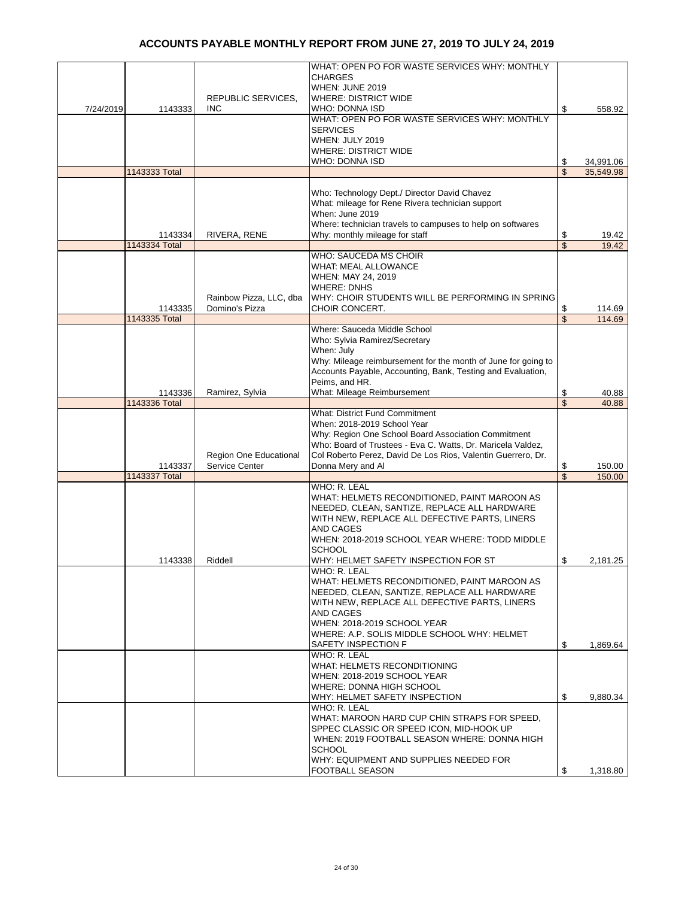# ACCOUNTS PAYABLE MONTHLY REPORT FROM JUNE 27, 2019 TO JULY 24, 2019

| | | | | |
|---|---|---|---|---|
| 7/24/2019 | 1143333 | REPUBLIC SERVICES, INC | WHAT: OPEN PO FOR WASTE SERVICES WHY: MONTHLY CHARGES WHEN: JUNE 2019 WHERE: DISTRICT WIDE WHO: DONNA ISD | $ 558.92 |
| | | | WHAT: OPEN PO FOR WASTE SERVICES WHY: MONTHLY SERVICES WHEN: JULY 2019 WHERE: DISTRICT WIDE WHO: DONNA ISD | $ 34,991.06 |
| | 1143333 Total | | | $ 35,549.98 |
| | 1143334 | RIVERA, RENE | Who: Technology Dept./ Director David Chavez What: mileage for Rene Rivera technician support When: June 2019 Where: technician travels to campuses to help on softwares Why: monthly mileage for staff | $ 19.42 |
| | 1143334 Total | | | $ 19.42 |
| | 1143335 | Rainbow Pizza, LLC, dba Domino's Pizza | WHO: SAUCEDA MS CHOIR WHAT: MEAL ALLOWANCE WHEN: MAY 24, 2019 WHERE: DNHS WHY: CHOIR STUDENTS WILL BE PERFORMING IN SPRING CHOIR CONCERT. | $ 114.69 |
| | 1143335 Total | | | $ 114.69 |
| | 1143336 | Ramirez, Sylvia | Where: Sauceda Middle School Who: Sylvia Ramirez/Secretary When: July Why: Mileage reimbursement for the month of June for going to Accounts Payable, Accounting, Bank, Testing and Evaluation, Peims, and HR. What: Mileage Reimbursement | $ 40.88 |
| | 1143336 Total | | | $ 40.88 |
| | 1143337 | Region One Educational Service Center | What: District Fund Commitment When: 2018-2019 School Year Why: Region One School Board Association Commitment Who: Board of Trustees - Eva C. Watts, Dr. Maricela Valdez, Col Roberto Perez, David De Los Rios, Valentin Guerrero, Dr. Donna Mery and Al | $ 150.00 |
| | 1143337 Total | | | $ 150.00 |
| | 1143338 | Riddell | WHO: R. LEAL WHAT: HELMETS RECONDITIONED, PAINT MAROON AS NEEDED, CLEAN, SANTIZE, REPLACE ALL HARDWARE WITH NEW, REPLACE ALL DEFECTIVE PARTS, LINERS AND CAGES WHEN: 2018-2019 SCHOOL YEAR WHERE: TODD MIDDLE SCHOOL WHY: HELMET SAFETY INSPECTION FOR ST | $ 2,181.25 |
| | | | WHO: R. LEAL WHAT: HELMETS RECONDITIONED, PAINT MAROON AS NEEDED, CLEAN, SANTIZE, REPLACE ALL HARDWARE WITH NEW, REPLACE ALL DEFECTIVE PARTS, LINERS AND CAGES WHEN: 2018-2019 SCHOOL YEAR WHERE: A.P. SOLIS MIDDLE SCHOOL WHY: HELMET SAFETY INSPECTION F | $ 1,869.64 |
| | | | WHO: R. LEAL WHAT: HELMETS RECONDITIONING WHEN: 2018-2019 SCHOOL YEAR WHERE: DONNA HIGH SCHOOL WHY: HELMET SAFETY INSPECTION | $ 9,880.34 |
| | | | WHO: R. LEAL WHAT: MAROON HARD CUP CHIN STRAPS FOR SPEED, SPPEC CLASSIC OR SPEED ICON, MID-HOOK UP WHEN: 2019 FOOTBALL SEASON WHERE: DONNA HIGH SCHOOL WHY: EQUIPMENT AND SUPPLIES NEEDED FOR FOOTBALL SEASON | $ 1,318.80 |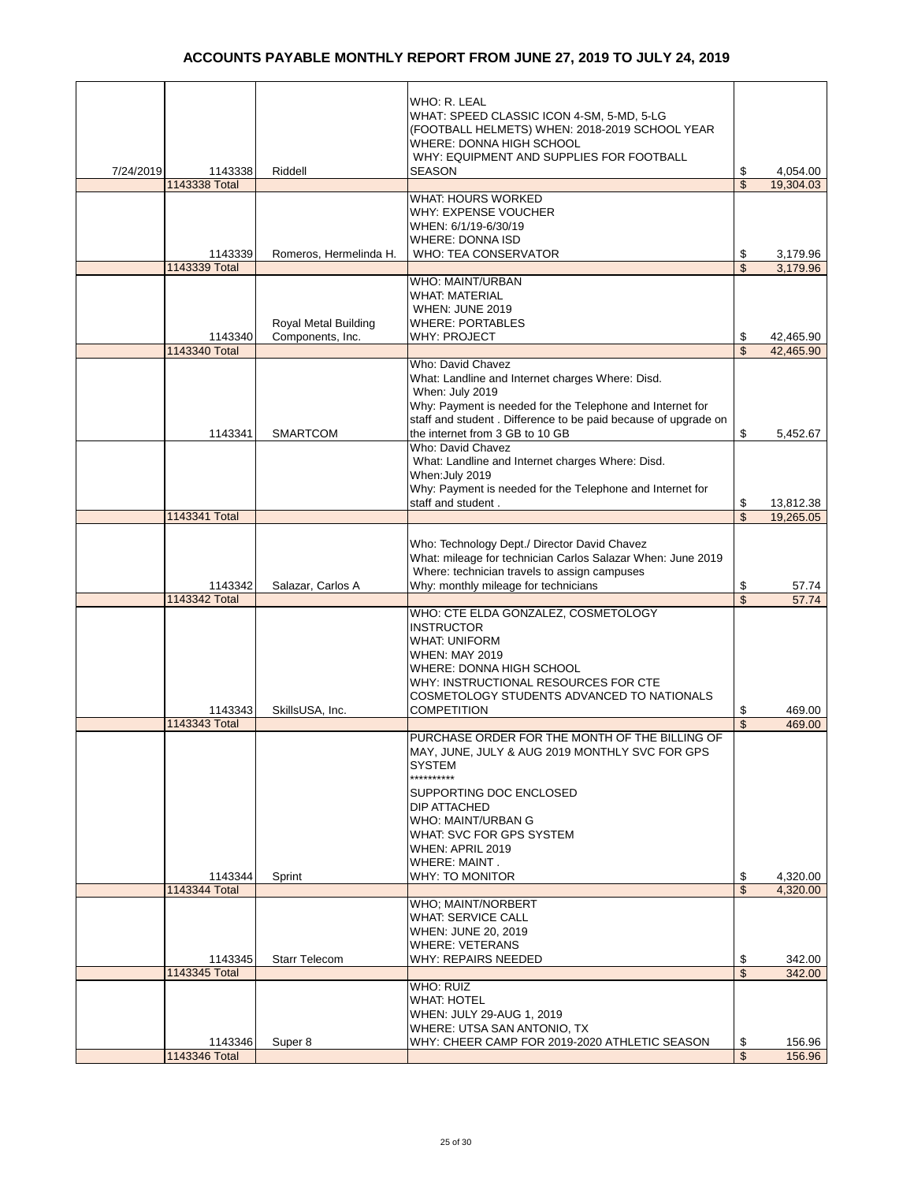# ACCOUNTS PAYABLE MONTHLY REPORT FROM JUNE 27, 2019 TO JULY 24, 2019

| | | | | |
|---|---|---|---|---|
| 7/24/2019 | 1143338 | Riddell | WHO: R. LEAL<br>WHAT: SPEED CLASSIC ICON 4-SM, 5-MD, 5-LG (FOOTBALL HELMETS) WHEN: 2018-2019 SCHOOL YEAR<br>WHERE: DONNA HIGH SCHOOL<br>WHY: EQUIPMENT AND SUPPLIES FOR FOOTBALL SEASON | $ 4,054.00 |
| | 1143338 Total | | | $ 19,304.03 |
| | 1143339 | Romeros, Hermelinda H. | WHAT: HOURS WORKED<br>WHY: EXPENSE VOUCHER<br>WHEN: 6/1/19-6/30/19<br>WHERE: DONNA ISD<br>WHO: TEA CONSERVATOR | $ 3,179.96 |
| | 1143339 Total | | | $ 3,179.96 |
| | 1143340 | Royal Metal Building Components, Inc. | WHO: MAINT/URBAN<br>WHAT: MATERIAL<br>WHEN: JUNE 2019<br>WHERE: PORTABLES<br>WHY: PROJECT | $ 42,465.90 |
| | 1143340 Total | | | $ 42,465.90 |
| | 1143341 | SMARTCOM | Who: David Chavez<br>What: Landline and Internet charges Where: Disd.<br>When: July 2019<br>Why: Payment is needed for the Telephone and Internet for staff and student . Difference to be paid because of upgrade on the internet from 3 GB to 10 GB | $ 5,452.67 |
| | | | Who: David Chavez<br>What: Landline and Internet charges Where: Disd.<br>When:July 2019<br>Why: Payment is needed for the Telephone and Internet for staff and student . | $ 13,812.38 |
| | 1143341 Total | | | $ 19,265.05 |
| | 1143342 | Salazar, Carlos A | Who: Technology Dept./ Director David Chavez<br>What: mileage for technician Carlos Salazar When: June 2019<br>Where: technician travels to assign campuses<br>Why: monthly mileage for technicians | $ 57.74 |
| | 1143342 Total | | | $ 57.74 |
| | 1143343 | SkillsUSA, Inc. | WHO: CTE ELDA GONZALEZ, COSMETOLOGY INSTRUCTOR<br>WHAT: UNIFORM<br>WHEN: MAY 2019<br>WHERE: DONNA HIGH SCHOOL<br>WHY: INSTRUCTIONAL RESOURCES FOR CTE COSMETOLOGY STUDENTS ADVANCED TO NATIONALS COMPETITION | $ 469.00 |
| | 1143343 Total | | | $ 469.00 |
| | 1143344 | Sprint | PURCHASE ORDER FOR THE MONTH OF THE BILLING OF MAY, JUNE, JULY & AUG 2019 MONTHLY SVC FOR GPS SYSTEM<br>**********<br>SUPPORTING DOC ENCLOSED<br>DIP ATTACHED<br>WHO: MAINT/URBAN G<br>WHAT: SVC FOR GPS SYSTEM<br>WHEN: APRIL 2019<br>WHERE: MAINT .<br>WHY: TO MONITOR | $ 4,320.00 |
| | 1143344 Total | | | $ 4,320.00 |
| | 1143345 | Starr Telecom | WHO; MAINT/NORBERT<br>WHAT: SERVICE CALL<br>WHEN: JUNE 20, 2019<br>WHERE: VETERANS<br>WHY: REPAIRS NEEDED | $ 342.00 |
| | 1143345 Total | | | $ 342.00 |
| | 1143346 | Super 8 | WHO: RUIZ<br>WHAT: HOTEL<br>WHEN: JULY 29-AUG 1, 2019<br>WHERE: UTSA SAN ANTONIO, TX<br>WHY: CHEER CAMP FOR 2019-2020 ATHLETIC SEASON | $ 156.96 |
| | 1143346 Total | | | $ 156.96 |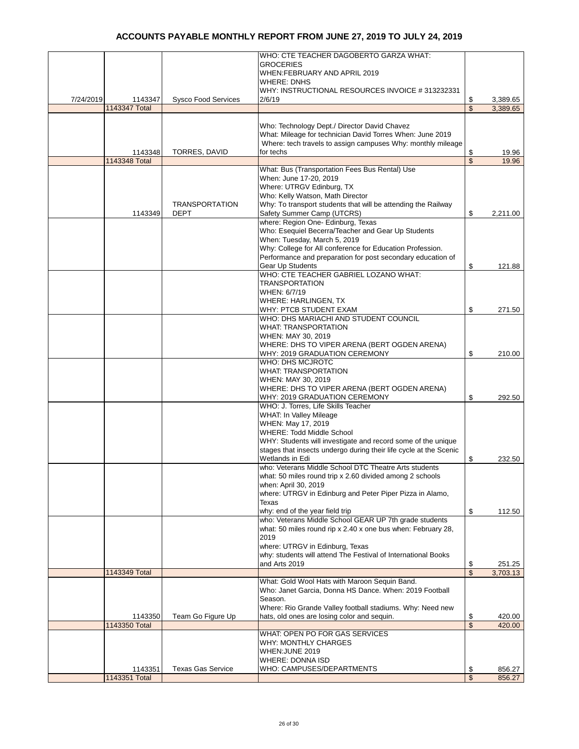# ACCOUNTS PAYABLE MONTHLY REPORT FROM JUNE 27, 2019 TO JULY 24, 2019

| | | | | |
|---|---|---|---|---|
| 7/24/2019 | 1143347 | Sysco Food Services | WHO: CTE TEACHER DAGOBERTO GARZA WHAT: GROCERIES WHEN:FEBRUARY AND APRIL 2019 WHERE: DNHS WHY: INSTRUCTIONAL RESOURCES INVOICE # 313232331 2/6/19 | $ 3,389.65 |
| | 1143347 Total | | | $ 3,389.65 |
| | 1143348 | TORRES, DAVID | Who: Technology Dept./ Director David Chavez What: Mileage for technician David Torres When: June 2019 Where: tech travels to assign campuses Why: monthly mileage for techs | $ 19.96 |
| | 1143348 Total | | | $ 19.96 |
| | 1143349 | TRANSPORTATION DEPT | What: Bus (Transportation Fees Bus Rental) Use When: June 17-20, 2019 Where: UTRGV Edinburg, TX Who: Kelly Watson, Math Director Why: To transport students that will be attending the Railway Safety Summer Camp (UTCRS) | $ 2,211.00 |
| | | | where: Region One- Edinburg, Texas Who: Esequiel Becerra/Teacher and Gear Up Students When: Tuesday, March 5, 2019 Why: College for All conference for Education Profession. Performance and preparation for post secondary education of Gear Up Students | $ 121.88 |
| | | | WHO: CTE TEACHER GABRIEL LOZANO WHAT: TRANSPORTATION WHEN: 6/7/19 WHERE: HARLINGEN, TX WHY: PTCB STUDENT EXAM | $ 271.50 |
| | | | WHO: DHS MARIACHI AND STUDENT COUNCIL WHAT: TRANSPORTATION WHEN: MAY 30, 2019 WHERE: DHS TO VIPER ARENA (BERT OGDEN ARENA) WHY: 2019 GRADUATION CEREMONY | $ 210.00 |
| | | | WHO: DHS MCJROTC WHAT: TRANSPORTATION WHEN: MAY 30, 2019 WHERE: DHS TO VIPER ARENA (BERT OGDEN ARENA) WHY: 2019 GRADUATION CEREMONY | $ 292.50 |
| | | | WHO: J. Torres, Life Skills Teacher WHAT: In Valley Mileage WHEN: May 17, 2019 WHERE: Todd Middle School WHY: Students will investigate and record some of the unique stages that insects undergo during their life cycle at the Scenic Wetlands in Edi | $ 232.50 |
| | | | who: Veterans Middle School DTC Theatre Arts students what: 50 miles round trip x 2.60 divided among 2 schools when: April 30, 2019 where: UTRGV in Edinburg and Peter Piper Pizza in Alamo, Texas why: end of the year field trip | $ 112.50 |
| | | | who: Veterans Middle School GEAR UP 7th grade students what: 50 miles round rip x 2.40 x one bus when: February 28, 2019 where: UTRGV in Edinburg, Texas why: students will attend The Festival of International Books and Arts 2019 | $ 251.25 |
| | 1143349 Total | | | $ 3,703.13 |
| | 1143350 | Team Go Figure Up | What: Gold Wool Hats with Maroon Sequin Band. Who: Janet Garcia, Donna HS Dance. When: 2019 Football Season. Where: Rio Grande Valley football stadiums. Why: Need new hats, old ones are losing color and sequin. | $ 420.00 |
| | 1143350 Total | | | $ 420.00 |
| | 1143351 | Texas Gas Service | WHAT: OPEN PO FOR GAS SERVICES WHY: MONTHLY CHARGES WHEN:JUNE 2019 WHERE: DONNA ISD WHO: CAMPUSES/DEPARTMENTS | $ 856.27 |
| | 1143351 Total | | | $ 856.27 |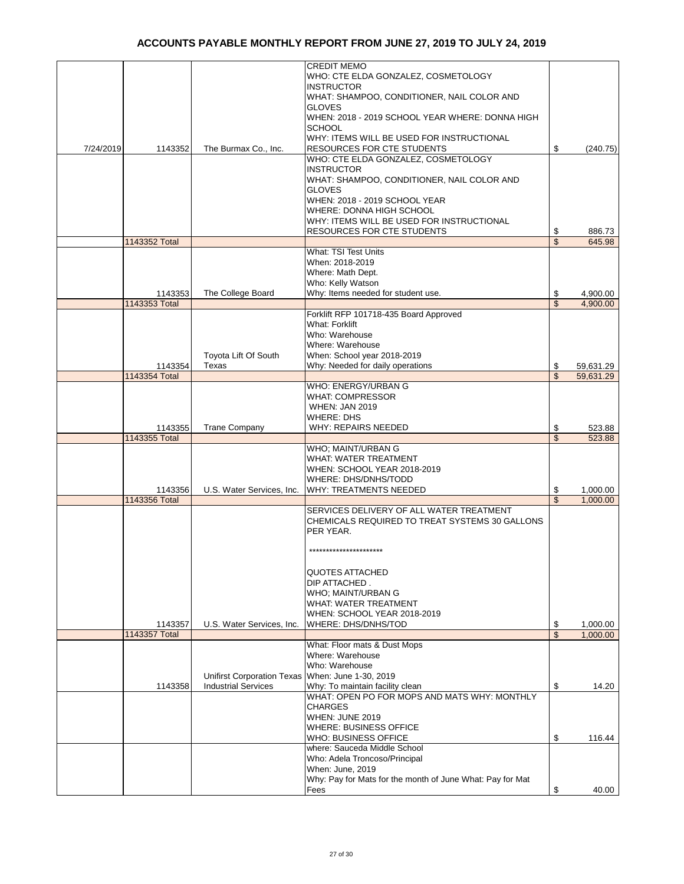# ACCOUNTS PAYABLE MONTHLY REPORT FROM JUNE 27, 2019 TO JULY 24, 2019

| Date | Check # | Vendor | Description | Amount |
|---|---|---|---|---|
| 7/24/2019 | 1143352 | The Burmax Co., Inc. | CREDIT MEMO WHO: CTE ELDA GONZALEZ, COSMETOLOGY INSTRUCTOR WHAT: SHAMPOO, CONDITIONER, NAIL COLOR AND GLOVES WHEN: 2018 - 2019 SCHOOL YEAR WHERE: DONNA HIGH SCHOOL WHY: ITEMS WILL BE USED FOR INSTRUCTIONAL RESOURCES FOR CTE STUDENTS | $ (240.75) |
| | | | WHO: CTE ELDA GONZALEZ, COSMETOLOGY INSTRUCTOR WHAT: SHAMPOO, CONDITIONER, NAIL COLOR AND GLOVES WHEN: 2018 - 2019 SCHOOL YEAR WHERE: DONNA HIGH SCHOOL WHY: ITEMS WILL BE USED FOR INSTRUCTIONAL RESOURCES FOR CTE STUDENTS | $ 886.73 |
| | 1143352 Total | | | $ 645.98 |
| | 1143353 | The College Board | What: TSI Test Units When: 2018-2019 Where: Math Dept. Who: Kelly Watson Why: Items needed for student use. | $ 4,900.00 |
| | 1143353 Total | | | $ 4,900.00 |
| | 1143354 | Toyota Lift Of South Texas | Forklift RFP 101718-435 Board Approved What: Forklift Who: Warehouse Where: Warehouse When: School year 2018-2019 Why: Needed for daily operations | $ 59,631.29 |
| | 1143354 Total | | | $ 59,631.29 |
| | 1143355 | Trane Company | WHO: ENERGY/URBAN G WHAT: COMPRESSOR WHEN: JAN 2019 WHERE: DHS WHY: REPAIRS NEEDED | $ 523.88 |
| | 1143355 Total | | | $ 523.88 |
| | 1143356 | U.S. Water Services, Inc. | WHO; MAINT/URBAN G WHAT: WATER TREATMENT WHEN: SCHOOL YEAR 2018-2019 WHERE: DHS/DNHS/TODD WHY: TREATMENTS NEEDED | $ 1,000.00 |
| | 1143356 Total | | | $ 1,000.00 |
| | 1143357 | U.S. Water Services, Inc. | SERVICES DELIVERY OF ALL WATER TREATMENT CHEMICALS REQUIRED TO TREAT SYSTEMS 30 GALLONS PER YEAR. ********************* QUOTES ATTACHED DIP ATTACHED . WHO; MAINT/URBAN G WHAT: WATER TREATMENT WHEN: SCHOOL YEAR 2018-2019 WHERE: DHS/DNHS/TOD | $ 1,000.00 |
| | 1143357 Total | | | $ 1,000.00 |
| | 1143358 | Unifirst Corporation Texas Industrial Services | What: Floor mats & Dust Mops Where: Warehouse Who: Warehouse When: June 1-30, 2019 Why: To maintain facility clean | $ 14.20 |
| | | | WHAT: OPEN PO FOR MOPS AND MATS WHY: MONTHLY CHARGES WHEN: JUNE 2019 WHERE: BUSINESS OFFICE WHO: BUSINESS OFFICE | $ 116.44 |
| | | | where: Sauceda Middle School Who: Adela Troncoso/Principal When: June, 2019 Why: Pay for Mats for the month of June What: Pay for Mat Fees | $ 40.00 |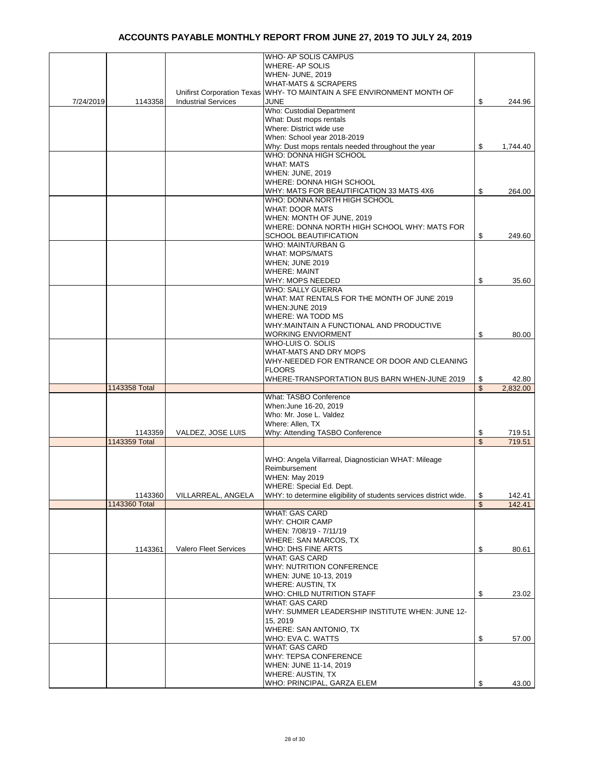# ACCOUNTS PAYABLE MONTHLY REPORT FROM JUNE 27, 2019 TO JULY 24, 2019

| | | | | |
|---|---|---|---|---|
| 7/24/2019 | 1143358 | Unifirst Corporation Texas Industrial Services | WHO- AP SOLIS CAMPUS<br>WHERE- AP SOLIS<br>WHEN- JUNE, 2019<br>WHAT-MATS & SCRAPERS<br>WHY- TO MAINTAIN A SFE ENVIRONMENT MONTH OF JUNE | $ 244.96 |
| | | | Who: Custodial Department<br>What: Dust mops rentals<br>Where: District wide use<br>When: School year 2018-2019<br>Why: Dust mops rentals needed throughout the year | $ 1,744.40 |
| | | | WHO: DONNA HIGH SCHOOL<br>WHAT: MATS<br>WHEN: JUNE, 2019<br>WHERE: DONNA HIGH SCHOOL<br>WHY: MATS FOR BEAUTIFICATION 33 MATS 4X6 | $ 264.00 |
| | | | WHO: DONNA NORTH HIGH SCHOOL<br>WHAT: DOOR MATS<br>WHEN: MONTH OF JUNE, 2019<br>WHERE: DONNA NORTH HIGH SCHOOL WHY: MATS FOR SCHOOL BEAUTIFICATION | $ 249.60 |
| | | | WHO: MAINT/URBAN G<br>WHAT: MOPS/MATS<br>WHEN; JUNE 2019<br>WHERE: MAINT<br>WHY: MOPS NEEDED | $ 35.60 |
| | | | WHO: SALLY GUERRA<br>WHAT: MAT RENTALS FOR THE MONTH OF JUNE 2019<br>WHEN:JUNE 2019<br>WHERE: WA TODD MS<br>WHY:MAINTAIN A FUNCTIONAL AND PRODUCTIVE WORKING ENVIORMENT | $ 80.00 |
| | | | WHO-LUIS O. SOLIS<br>WHAT-MATS AND DRY MOPS<br>WHY-NEEDED FOR ENTRANCE OR DOOR AND CLEANING FLOORS<br>WHERE-TRANSPORTATION BUS BARN WHEN-JUNE 2019 | $ 42.80 |
| | 1143358 Total | | | $ 2,832.00 |
| | 1143359 | VALDEZ, JOSE LUIS | What: TASBO Conference<br>When:June 16-20, 2019<br>Who: Mr. Jose L. Valdez<br>Where: Allen, TX<br>Why: Attending TASBO Conference | $ 719.51 |
| | 1143359 Total | | | $ 719.51 |
| | 1143360 | VILLARREAL, ANGELA | WHO: Angela Villarreal, Diagnostician WHAT: Mileage Reimbursement<br>WHEN: May 2019<br>WHERE: Special Ed. Dept.<br>WHY: to determine eligibility of students services district wide. | $ 142.41 |
| | 1143360 Total | | | $ 142.41 |
| | 1143361 | Valero Fleet Services | WHAT: GAS CARD<br>WHY: CHOIR CAMP<br>WHEN: 7/08/19 - 7/11/19<br>WHERE: SAN MARCOS, TX<br>WHO: DHS FINE ARTS | $ 80.61 |
| | | | WHAT: GAS CARD<br>WHY: NUTRITION CONFERENCE<br>WHEN: JUNE 10-13, 2019<br>WHERE: AUSTIN, TX<br>WHO: CHILD NUTRITION STAFF | $ 23.02 |
| | | | WHAT: GAS CARD<br>WHY: SUMMER LEADERSHIP INSTITUTE WHEN: JUNE 12-15, 2019<br>WHERE: SAN ANTONIO, TX<br>WHO: EVA C. WATTS | $ 57.00 |
| | | | WHAT: GAS CARD<br>WHY: TEPSA CONFERENCE<br>WHEN: JUNE 11-14, 2019<br>WHERE: AUSTIN, TX<br>WHO: PRINCIPAL, GARZA ELEM | $ 43.00 |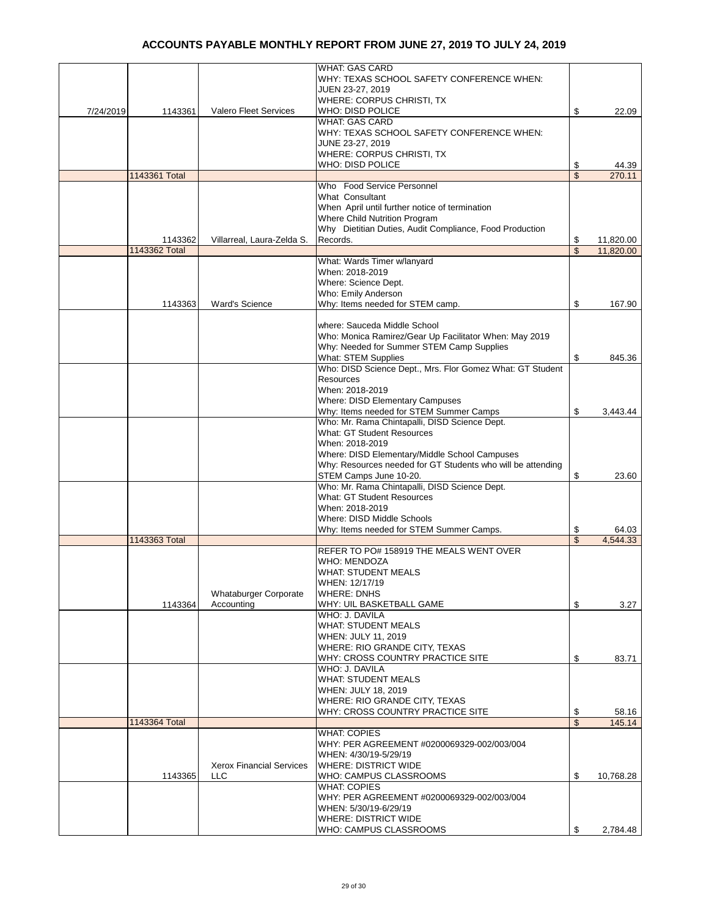# ACCOUNTS PAYABLE MONTHLY REPORT FROM JUNE 27, 2019 TO JULY 24, 2019

| | | | | |
|---|---|---|---|---|
| 7/24/2019 | 1143361 | Valero Fleet Services | WHAT: GAS CARD<br>WHY: TEXAS SCHOOL SAFETY CONFERENCE WHEN: JUEN 23-27, 2019<br>WHERE: CORPUS CHRISTI, TX<br>WHO: DISD POLICE | $ 22.09 |
| | | | WHAT: GAS CARD<br>WHY: TEXAS SCHOOL SAFETY CONFERENCE WHEN: JUNE 23-27, 2019<br>WHERE: CORPUS CHRISTI, TX<br>WHO: DISD POLICE | $ 44.39 |
| | 1143361 Total | | | $ 270.11 |
| | 1143362 | Villarreal, Laura-Zelda S. | Who Food Service Personnel<br>What Consultant<br>When April until further notice of termination<br>Where Child Nutrition Program<br>Why Dietitian Duties, Audit Compliance, Food Production Records. | $ 11,820.00 |
| | 1143362 Total | | | $ 11,820.00 |
| | 1143363 | Ward's Science | What: Wards Timer w/lanyard<br>When: 2018-2019<br>Where: Science Dept.<br>Who: Emily Anderson<br>Why: Items needed for STEM camp. | $ 167.90 |
| | | | where: Sauceda Middle School<br>Who: Monica Ramirez/Gear Up Facilitator When: May 2019<br>Why: Needed for Summer STEM Camp Supplies<br>What: STEM Supplies | $ 845.36 |
| | | | Who: DISD Science Dept., Mrs. Flor Gomez What: GT Student Resources<br>When: 2018-2019<br>Where: DISD Elementary Campuses<br>Why: Items needed for STEM Summer Camps | $ 3,443.44 |
| | | | Who: Mr. Rama Chintapalli, DISD Science Dept.<br>What: GT Student Resources<br>When: 2018-2019<br>Where: DISD Elementary/Middle School Campuses<br>Why: Resources needed for GT Students who will be attending STEM Camps June 10-20. | $ 23.60 |
| | | | Who: Mr. Rama Chintapalli, DISD Science Dept.<br>What: GT Student Resources<br>When: 2018-2019<br>Where: DISD Middle Schools<br>Why: Items needed for STEM Summer Camps. | $ 64.03 |
| | 1143363 Total | | | $ 4,544.33 |
| | 1143364 | Whataburger Corporate Accounting | REFER TO PO# 158919 THE MEALS WENT OVER<br>WHO: MENDOZA<br>WHAT: STUDENT MEALS<br>WHEN: 12/17/19<br>WHERE: DNHS<br>WHY: UIL BASKETBALL GAME | $ 3.27 |
| | | | WHO: J. DAVILA<br>WHAT: STUDENT MEALS<br>WHEN: JULY 11, 2019<br>WHERE: RIO GRANDE CITY, TEXAS<br>WHY: CROSS COUNTRY PRACTICE SITE | $ 83.71 |
| | | | WHO: J. DAVILA<br>WHAT: STUDENT MEALS<br>WHEN: JULY 18, 2019<br>WHERE: RIO GRANDE CITY, TEXAS<br>WHY: CROSS COUNTRY PRACTICE SITE | $ 58.16 |
| | 1143364 Total | | | $ 145.14 |
| | 1143365 | Xerox Financial Services LLC | WHAT: COPIES<br>WHY: PER AGREEMENT #0200069329-002/003/004<br>WHEN: 4/30/19-5/29/19<br>WHERE: DISTRICT WIDE<br>WHO: CAMPUS CLASSROOMS | $ 10,768.28 |
| | | | WHAT: COPIES<br>WHY: PER AGREEMENT #0200069329-002/003/004<br>WHEN: 5/30/19-6/29/19<br>WHERE: DISTRICT WIDE<br>WHO: CAMPUS CLASSROOMS | $ 2,784.48 |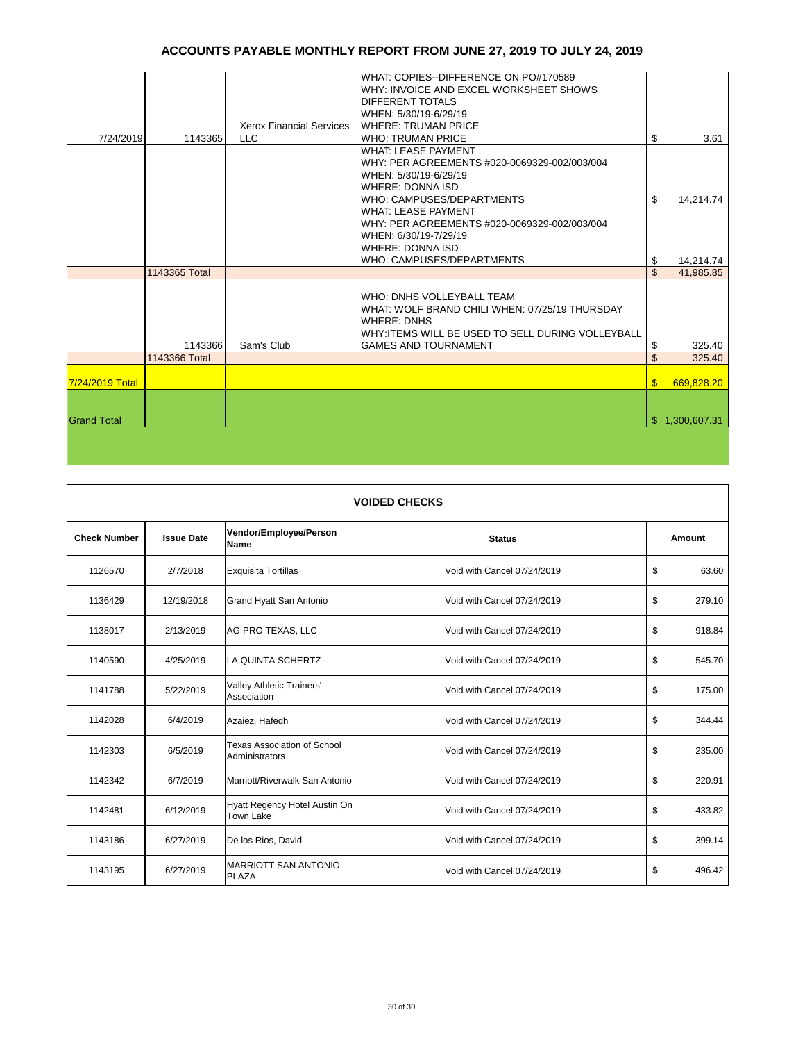# ACCOUNTS PAYABLE MONTHLY REPORT FROM JUNE 27, 2019 TO JULY 24, 2019

| | | | | |
|---|---|---|---|---|
| 7/24/2019 | 1143365 | Xerox Financial Services LLC | WHAT: COPIES--DIFFERENCE ON PO#170589 WHY: INVOICE AND EXCEL WORKSHEET SHOWS DIFFERENT TOTALS WHEN: 5/30/19-6/29/19 WHERE: TRUMAN PRICE WHO: TRUMAN PRICE | $ 3.61 |
| | | | WHAT: LEASE PAYMENT WHY: PER AGREEMENTS #020-0069329-002/003/004 WHEN: 5/30/19-6/29/19 WHERE: DONNA ISD WHO: CAMPUSES/DEPARTMENTS | $ 14,214.74 |
| | | | WHAT: LEASE PAYMENT WHY: PER AGREEMENTS #020-0069329-002/003/004 WHEN: 6/30/19-7/29/19 WHERE: DONNA ISD WHO: CAMPUSES/DEPARTMENTS | $ 14,214.74 |
| | 1143365 Total | | | $ 41,985.85 |
| | 1143366 | Sam's Club | WHO: DNHS VOLLEYBALL TEAM WHAT: WOLF BRAND CHILI WHEN: 07/25/19 THURSDAY WHERE: DNHS WHY:ITEMS WILL BE USED TO SELL DURING VOLLEYBALL GAMES AND TOURNAMENT | $ 325.40 |
| | 1143366 Total | | | $ 325.40 |
| 7/24/2019 Total | | | | $ 669,828.20 |
| Grand Total | | | | $ 1,300,607.31 |

## VOIDED CHECKS

| Check Number | Issue Date | Vendor/Employee/Person Name | Status | Amount |
|---|---|---|---|---|
| 1126570 | 2/7/2018 | Exquisita Tortillas | Void with Cancel 07/24/2019 | $ 63.60 |
| 1136429 | 12/19/2018 | Grand Hyatt San Antonio | Void with Cancel 07/24/2019 | $ 279.10 |
| 1138017 | 2/13/2019 | AG-PRO TEXAS, LLC | Void with Cancel 07/24/2019 | $ 918.84 |
| 1140590 | 4/25/2019 | LA QUINTA SCHERTZ | Void with Cancel 07/24/2019 | $ 545.70 |
| 1141788 | 5/22/2019 | Valley Athletic Trainers' Association | Void with Cancel 07/24/2019 | $ 175.00 |
| 1142028 | 6/4/2019 | Azaiez, Hafedh | Void with Cancel 07/24/2019 | $ 344.44 |
| 1142303 | 6/5/2019 | Texas Association of School Administrators | Void with Cancel 07/24/2019 | $ 235.00 |
| 1142342 | 6/7/2019 | Marriott/Riverwalk San Antonio | Void with Cancel 07/24/2019 | $ 220.91 |
| 1142481 | 6/12/2019 | Hyatt Regency Hotel Austin On Town Lake | Void with Cancel 07/24/2019 | $ 433.82 |
| 1143186 | 6/27/2019 | De los Rios, David | Void with Cancel 07/24/2019 | $ 399.14 |
| 1143195 | 6/27/2019 | MARRIOTT SAN ANTONIO PLAZA | Void with Cancel 07/24/2019 | $ 496.42 |